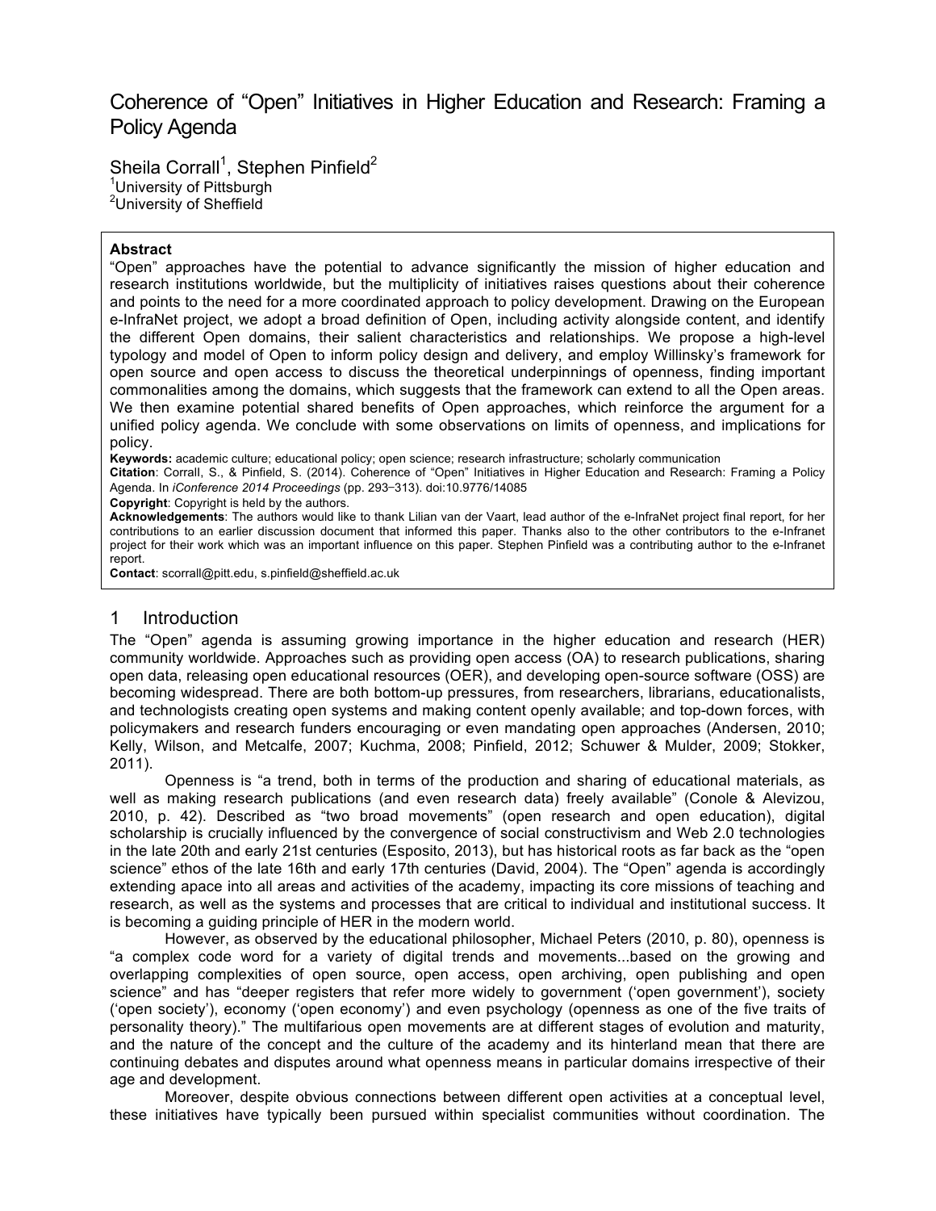# Coherence of "Open" Initiatives in Higher Education and Research: Framing a Policy Agenda

Sheila Corrall[1], Stephen Pinfield[2]
[1]University of Pittsburgh
[2]University of Sheffield

**Abstract**

"Open" approaches have the potential to advance significantly the mission of higher education and research institutions worldwide, but the multiplicity of initiatives raises questions about their coherence and points to the need for a more coordinated approach to policy development. Drawing on the European e-InfraNet project, we adopt a broad definition of Open, including activity alongside content, and identify the different Open domains, their salient characteristics and relationships. We propose a high-level typology and model of Open to inform policy design and delivery, and employ Willinsky's framework for open source and open access to discuss the theoretical underpinnings of openness, finding important commonalities among the domains, which suggests that the framework can extend to all the Open areas. We then examine potential shared benefits of Open approaches, which reinforce the argument for a unified policy agenda. We conclude with some observations on limits of openness, and implications for policy.

**Keywords:** academic culture; educational policy; open science; research infrastructure; scholarly communication

**Citation**: Corrall, S., & Pinfield, S. (2014). Coherence of "Open" Initiatives in Higher Education and Research: Framing a Policy Agenda. In *iConference 2014 Proceedings* (pp. 293–313). doi:10.9776/14085

**Copyright**: Copyright is held by the authors.

**Acknowledgements**: The authors would like to thank Lilian van der Vaart, lead author of the e-InfraNet project final report, for her contributions to an earlier discussion document that informed this paper. Thanks also to the other contributors to the e-Infranet project for their work which was an important influence on this paper. Stephen Pinfield was a contributing author to the e-Infranet report.

**Contact**: scorrall@pitt.edu, s.pinfield@sheffield.ac.uk

## 1 Introduction

The "Open" agenda is assuming growing importance in the higher education and research (HER) community worldwide. Approaches such as providing open access (OA) to research publications, sharing open data, releasing open educational resources (OER), and developing open-source software (OSS) are becoming widespread. There are both bottom-up pressures, from researchers, librarians, educationalists, and technologists creating open systems and making content openly available; and top-down forces, with policymakers and research funders encouraging or even mandating open approaches (Andersen, 2010; Kelly, Wilson, and Metcalfe, 2007; Kuchma, 2008; Pinfield, 2012; Schuwer & Mulder, 2009; Stokker, 2011).

Openness is "a trend, both in terms of the production and sharing of educational materials, as well as making research publications (and even research data) freely available" (Conole & Alevizou, 2010, p. 42). Described as "two broad movements" (open research and open education), digital scholarship is crucially influenced by the convergence of social constructivism and Web 2.0 technologies in the late 20th and early 21st centuries (Esposito, 2013), but has historical roots as far back as the "open science" ethos of the late 16th and early 17th centuries (David, 2004). The "Open" agenda is accordingly extending apace into all areas and activities of the academy, impacting its core missions of teaching and research, as well as the systems and processes that are critical to individual and institutional success. It is becoming a guiding principle of HER in the modern world.

However, as observed by the educational philosopher, Michael Peters (2010, p. 80), openness is "a complex code word for a variety of digital trends and movements...based on the growing and overlapping complexities of open source, open access, open archiving, open publishing and open science" and has "deeper registers that refer more widely to government ('open government'), society ('open society'), economy ('open economy') and even psychology (openness as one of the five traits of personality theory)." The multifarious open movements are at different stages of evolution and maturity, and the nature of the concept and the culture of the academy and its hinterland mean that there are continuing debates and disputes around what openness means in particular domains irrespective of their age and development.

Moreover, despite obvious connections between different open activities at a conceptual level, these initiatives have typically been pursued within specialist communities without coordination. The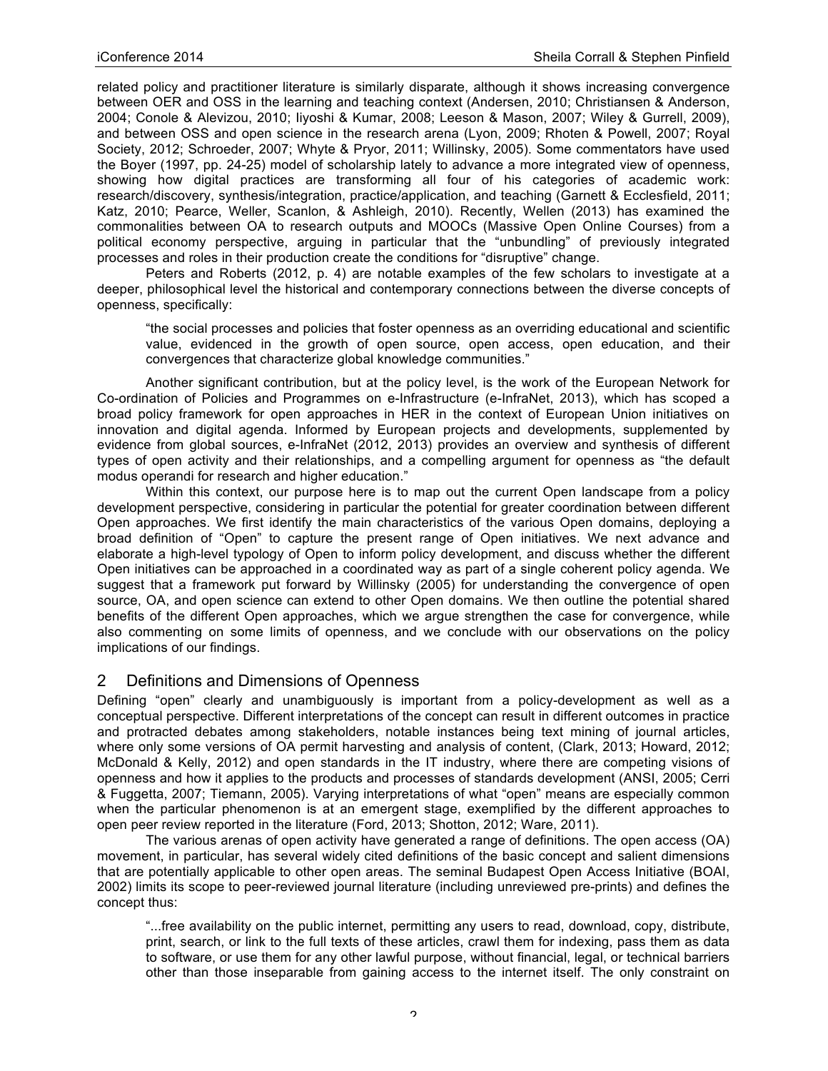related policy and practitioner literature is similarly disparate, although it shows increasing convergence between OER and OSS in the learning and teaching context (Andersen, 2010; Christiansen & Anderson, 2004; Conole & Alevizou, 2010; Iiyoshi & Kumar, 2008; Leeson & Mason, 2007; Wiley & Gurrell, 2009), and between OSS and open science in the research arena (Lyon, 2009; Rhoten & Powell, 2007; Royal Society, 2012; Schroeder, 2007; Whyte & Pryor, 2011; Willinsky, 2005). Some commentators have used the Boyer (1997, pp. 24-25) model of scholarship lately to advance a more integrated view of openness, showing how digital practices are transforming all four of his categories of academic work: research/discovery, synthesis/integration, practice/application, and teaching (Garnett & Ecclesfield, 2011; Katz, 2010; Pearce, Weller, Scanlon, & Ashleigh, 2010). Recently, Wellen (2013) has examined the commonalities between OA to research outputs and MOOCs (Massive Open Online Courses) from a political economy perspective, arguing in particular that the "unbundling" of previously integrated processes and roles in their production create the conditions for "disruptive" change.

Peters and Roberts (2012, p. 4) are notable examples of the few scholars to investigate at a deeper, philosophical level the historical and contemporary connections between the diverse concepts of openness, specifically:

> "the social processes and policies that foster openness as an overriding educational and scientific value, evidenced in the growth of open source, open access, open education, and their convergences that characterize global knowledge communities."

Another significant contribution, but at the policy level, is the work of the European Network for Co-ordination of Policies and Programmes on e-Infrastructure (e-InfraNet, 2013), which has scoped a broad policy framework for open approaches in HER in the context of European Union initiatives on innovation and digital agenda. Informed by European projects and developments, supplemented by evidence from global sources, e-InfraNet (2012, 2013) provides an overview and synthesis of different types of open activity and their relationships, and a compelling argument for openness as "the default modus operandi for research and higher education."

Within this context, our purpose here is to map out the current Open landscape from a policy development perspective, considering in particular the potential for greater coordination between different Open approaches. We first identify the main characteristics of the various Open domains, deploying a broad definition of "Open" to capture the present range of Open initiatives. We next advance and elaborate a high-level typology of Open to inform policy development, and discuss whether the different Open initiatives can be approached in a coordinated way as part of a single coherent policy agenda. We suggest that a framework put forward by Willinsky (2005) for understanding the convergence of open source, OA, and open science can extend to other Open domains. We then outline the potential shared benefits of the different Open approaches, which we argue strengthen the case for convergence, while also commenting on some limits of openness, and we conclude with our observations on the policy implications of our findings.

## 2 Definitions and Dimensions of Openness

Defining "open" clearly and unambiguously is important from a policy-development as well as a conceptual perspective. Different interpretations of the concept can result in different outcomes in practice and protracted debates among stakeholders, notable instances being text mining of journal articles, where only some versions of OA permit harvesting and analysis of content, (Clark, 2013; Howard, 2012; McDonald & Kelly, 2012) and open standards in the IT industry, where there are competing visions of openness and how it applies to the products and processes of standards development (ANSI, 2005; Cerri & Fuggetta, 2007; Tiemann, 2005). Varying interpretations of what "open" means are especially common when the particular phenomenon is at an emergent stage, exemplified by the different approaches to open peer review reported in the literature (Ford, 2013; Shotton, 2012; Ware, 2011).

The various arenas of open activity have generated a range of definitions. The open access (OA) movement, in particular, has several widely cited definitions of the basic concept and salient dimensions that are potentially applicable to other open areas. The seminal Budapest Open Access Initiative (BOAI, 2002) limits its scope to peer-reviewed journal literature (including unreviewed pre-prints) and defines the concept thus:

> "...free availability on the public internet, permitting any users to read, download, copy, distribute, print, search, or link to the full texts of these articles, crawl them for indexing, pass them as data to software, or use them for any other lawful purpose, without financial, legal, or technical barriers other than those inseparable from gaining access to the internet itself. The only constraint on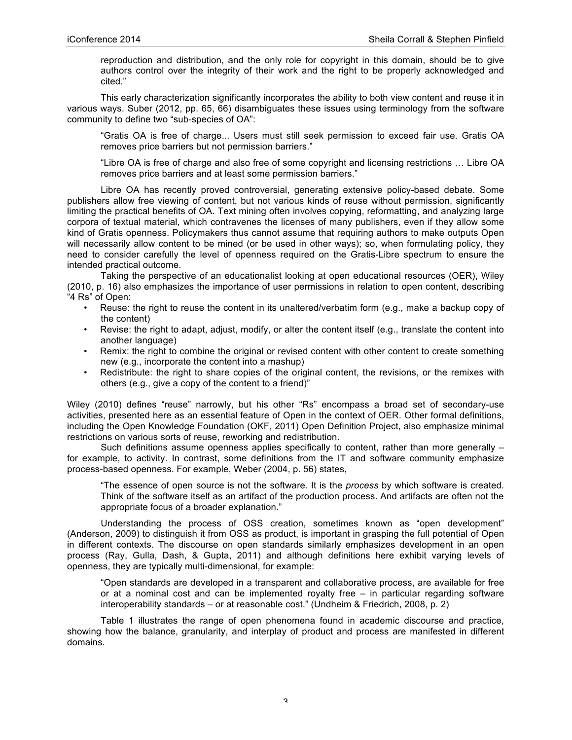reproduction and distribution, and the only role for copyright in this domain, should be to give authors control over the integrity of their work and the right to be properly acknowledged and cited."

This early characterization significantly incorporates the ability to both view content and reuse it in various ways. Suber (2012, pp. 65, 66) disambiguates these issues using terminology from the software community to define two "sub-species of OA":

> "Gratis OA is free of charge... Users must still seek permission to exceed fair use. Gratis OA removes price barriers but not permission barriers."
>
> "Libre OA is free of charge and also free of some copyright and licensing restrictions … Libre OA removes price barriers and at least some permission barriers."

Libre OA has recently proved controversial, generating extensive policy-based debate. Some publishers allow free viewing of content, but not various kinds of reuse without permission, significantly limiting the practical benefits of OA. Text mining often involves copying, reformatting, and analyzing large corpora of textual material, which contravenes the licenses of many publishers, even if they allow some kind of Gratis openness. Policymakers thus cannot assume that requiring authors to make outputs Open will necessarily allow content to be mined (or be used in other ways); so, when formulating policy, they need to consider carefully the level of openness required on the Gratis-Libre spectrum to ensure the intended practical outcome.

Taking the perspective of an educationalist looking at open educational resources (OER), Wiley (2010, p. 16) also emphasizes the importance of user permissions in relation to open content, describing "4 Rs" of Open:

- Reuse: the right to reuse the content in its unaltered/verbatim form (e.g., make a backup copy of the content)
- Revise: the right to adapt, adjust, modify, or alter the content itself (e.g., translate the content into another language)
- Remix: the right to combine the original or revised content with other content to create something new (e.g., incorporate the content into a mashup)
- Redistribute: the right to share copies of the original content, the revisions, or the remixes with others (e.g., give a copy of the content to a friend)"

Wiley (2010) defines "reuse" narrowly, but his other "Rs" encompass a broad set of secondary-use activities, presented here as an essential feature of Open in the context of OER. Other formal definitions, including the Open Knowledge Foundation (OKF, 2011) Open Definition Project, also emphasize minimal restrictions on various sorts of reuse, reworking and redistribution.

Such definitions assume openness applies specifically to content, rather than more generally – for example, to activity. In contrast, some definitions from the IT and software community emphasize process-based openness. For example, Weber (2004, p. 56) states,

> "The essence of open source is not the software. It is the *process* by which software is created. Think of the software itself as an artifact of the production process. And artifacts are often not the appropriate focus of a broader explanation."

Understanding the process of OSS creation, sometimes known as "open development" (Anderson, 2009) to distinguish it from OSS as product, is important in grasping the full potential of Open in different contexts. The discourse on open standards similarly emphasizes development in an open process (Ray, Gulla, Dash, & Gupta, 2011) and although definitions here exhibit varying levels of openness, they are typically multi-dimensional, for example:

> "Open standards are developed in a transparent and collaborative process, are available for free or at a nominal cost and can be implemented royalty free – in particular regarding software interoperability standards – or at reasonable cost." (Undheim & Friedrich, 2008, p. 2)

Table 1 illustrates the range of open phenomena found in academic discourse and practice, showing how the balance, granularity, and interplay of product and process are manifested in different domains.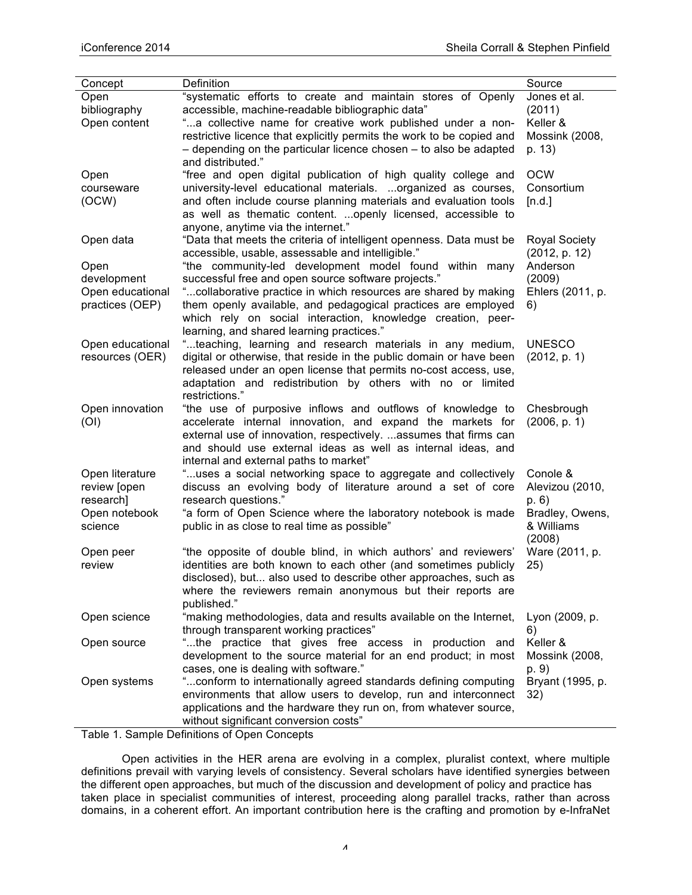| Concept | Definition | Source |
|---|---|---|
| Open bibliography | "systematic efforts to create and maintain stores of Openly accessible, machine-readable bibliographic data" | Jones et al. (2011) |
| Open content | "...a collective name for creative work published under a non-restrictive licence that explicitly permits the work to be copied and – depending on the particular licence chosen – to also be adapted and distributed." | Keller & Mossink (2008, p. 13) |
| Open courseware (OCW) | "free and open digital publication of high quality college and university-level educational materials. ...organized as courses, and often include course planning materials and evaluation tools as well as thematic content. ...openly licensed, accessible to anyone, anytime via the internet." | OCW Consortium [n.d.] |
| Open data | "Data that meets the criteria of intelligent openness. Data must be accessible, usable, assessable and intelligible." | Royal Society (2012, p. 12) |
| Open development | "the community-led development model found within many successful free and open source software projects." | Anderson (2009) |
| Open educational practices (OEP) | "...collaborative practice in which resources are shared by making them openly available, and pedagogical practices are employed which rely on social interaction, knowledge creation, peer-learning, and shared learning practices." | Ehlers (2011, p. 6) |
| Open educational resources (OER) | "...teaching, learning and research materials in any medium, digital or otherwise, that reside in the public domain or have been released under an open license that permits no-cost access, use, adaptation and redistribution by others with no or limited restrictions." | UNESCO (2012, p. 1) |
| Open innovation (OI) | "the use of purposive inflows and outflows of knowledge to accelerate internal innovation, and expand the markets for external use of innovation, respectively. ...assumes that firms can and should use external ideas as well as internal ideas, and internal and external paths to market" | Chesbrough (2006, p. 1) |
| Open literature review [open research] | "...uses a social networking space to aggregate and collectively discuss an evolving body of literature around a set of core research questions." | Conole & Alevizou (2010, p. 6) |
| Open notebook science | "a form of Open Science where the laboratory notebook is made public in as close to real time as possible" | Bradley, Owens, & Williams (2008) |
| Open peer review | "the opposite of double blind, in which authors' and reviewers' identities are both known to each other (and sometimes publicly disclosed), but... also used to describe other approaches, such as where the reviewers remain anonymous but their reports are published." | Ware (2011, p. 25) |
| Open science | "making methodologies, data and results available on the Internet, through transparent working practices" | Lyon (2009, p. 6) |
| Open source | "...the practice that gives free access in production and development to the source material for an end product; in most cases, one is dealing with software." | Keller & Mossink (2008, p. 9) |
| Open systems | "...conform to internationally agreed standards defining computing environments that allow users to develop, run and interconnect applications and the hardware they run on, from whatever source, without significant conversion costs" | Bryant (1995, p. 32) |

Table 1. Sample Definitions of Open Concepts

Open activities in the HER arena are evolving in a complex, pluralist context, where multiple definitions prevail with varying levels of consistency. Several scholars have identified synergies between the different open approaches, but much of the discussion and development of policy and practice has taken place in specialist communities of interest, proceeding along parallel tracks, rather than across domains, in a coherent effort. An important contribution here is the crafting and promotion by e-InfraNet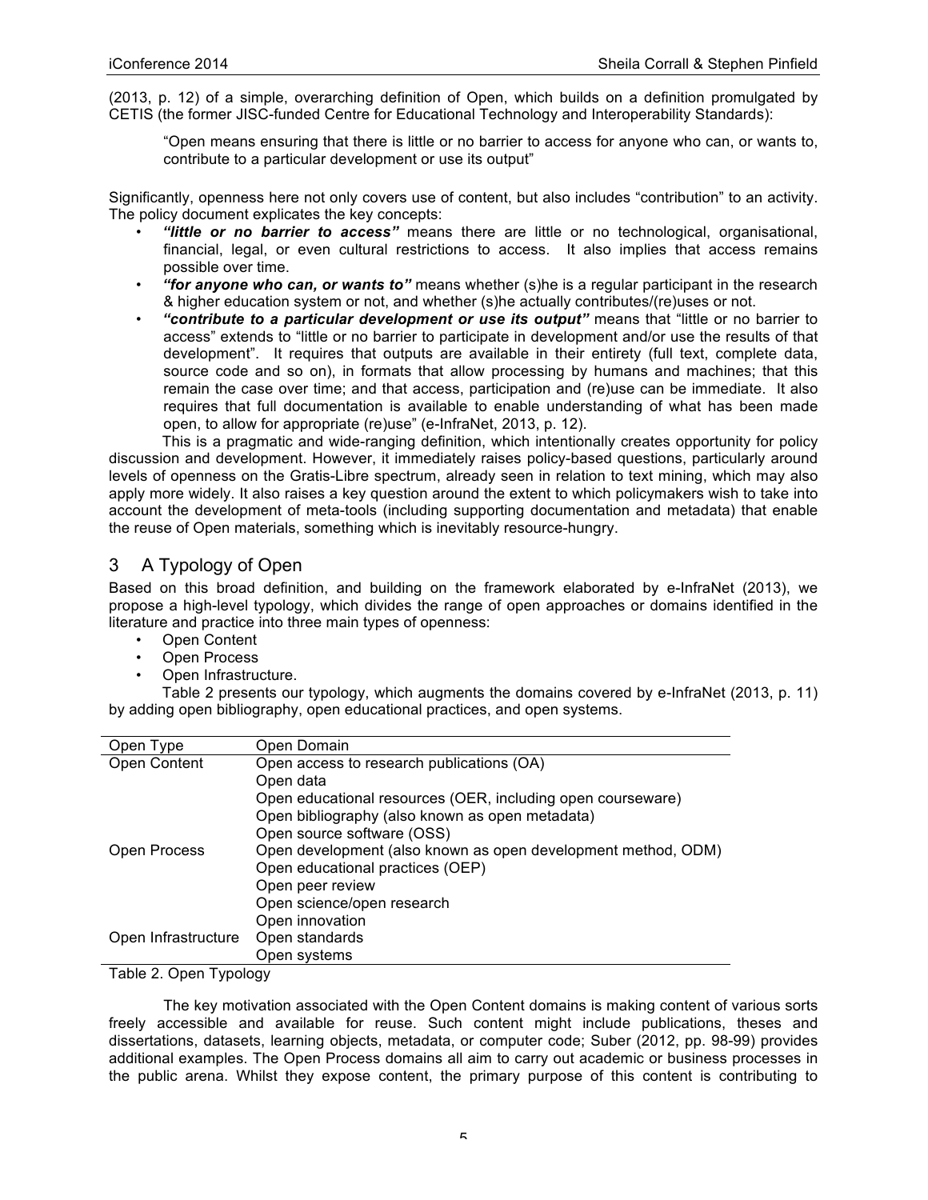(2013, p. 12) of a simple, overarching definition of Open, which builds on a definition promulgated by CETIS (the former JISC-funded Centre for Educational Technology and Interoperability Standards):

> "Open means ensuring that there is little or no barrier to access for anyone who can, or wants to, contribute to a particular development or use its output"

Significantly, openness here not only covers use of content, but also includes "contribution" to an activity. The policy document explicates the key concepts:

- ***"little or no barrier to access"*** means there are little or no technological, organisational, financial, legal, or even cultural restrictions to access. It also implies that access remains possible over time.
- ***"for anyone who can, or wants to"*** means whether (s)he is a regular participant in the research & higher education system or not, and whether (s)he actually contributes/(re)uses or not.
- ***"contribute to a particular development or use its output"*** means that "little or no barrier to access" extends to "little or no barrier to participate in development and/or use the results of that development". It requires that outputs are available in their entirety (full text, complete data, source code and so on), in formats that allow processing by humans and machines; that this remain the case over time; and that access, participation and (re)use can be immediate. It also requires that full documentation is available to enable understanding of what has been made open, to allow for appropriate (re)use" (e-InfraNet, 2013, p. 12).

This is a pragmatic and wide-ranging definition, which intentionally creates opportunity for policy discussion and development. However, it immediately raises policy-based questions, particularly around levels of openness on the Gratis-Libre spectrum, already seen in relation to text mining, which may also apply more widely. It also raises a key question around the extent to which policymakers wish to take into account the development of meta-tools (including supporting documentation and metadata) that enable the reuse of Open materials, something which is inevitably resource-hungry.

## 3 A Typology of Open

Based on this broad definition, and building on the framework elaborated by e-InfraNet (2013), we propose a high-level typology, which divides the range of open approaches or domains identified in the literature and practice into three main types of openness:

- Open Content
- Open Process
- Open Infrastructure.

Table 2 presents our typology, which augments the domains covered by e-InfraNet (2013, p. 11) by adding open bibliography, open educational practices, and open systems.

| Open Type | Open Domain |
|---|---|
| Open Content | Open access to research publications (OA) |
| | Open data |
| | Open educational resources (OER, including open courseware) |
| | Open bibliography (also known as open metadata) |
| | Open source software (OSS) |
| Open Process | Open development (also known as open development method, ODM) |
| | Open educational practices (OEP) |
| | Open peer review |
| | Open science/open research |
| | Open innovation |
| Open Infrastructure | Open standards |
| | Open systems |

Table 2. Open Typology

The key motivation associated with the Open Content domains is making content of various sorts freely accessible and available for reuse. Such content might include publications, theses and dissertations, datasets, learning objects, metadata, or computer code; Suber (2012, pp. 98-99) provides additional examples. The Open Process domains all aim to carry out academic or business processes in the public arena. Whilst they expose content, the primary purpose of this content is contributing to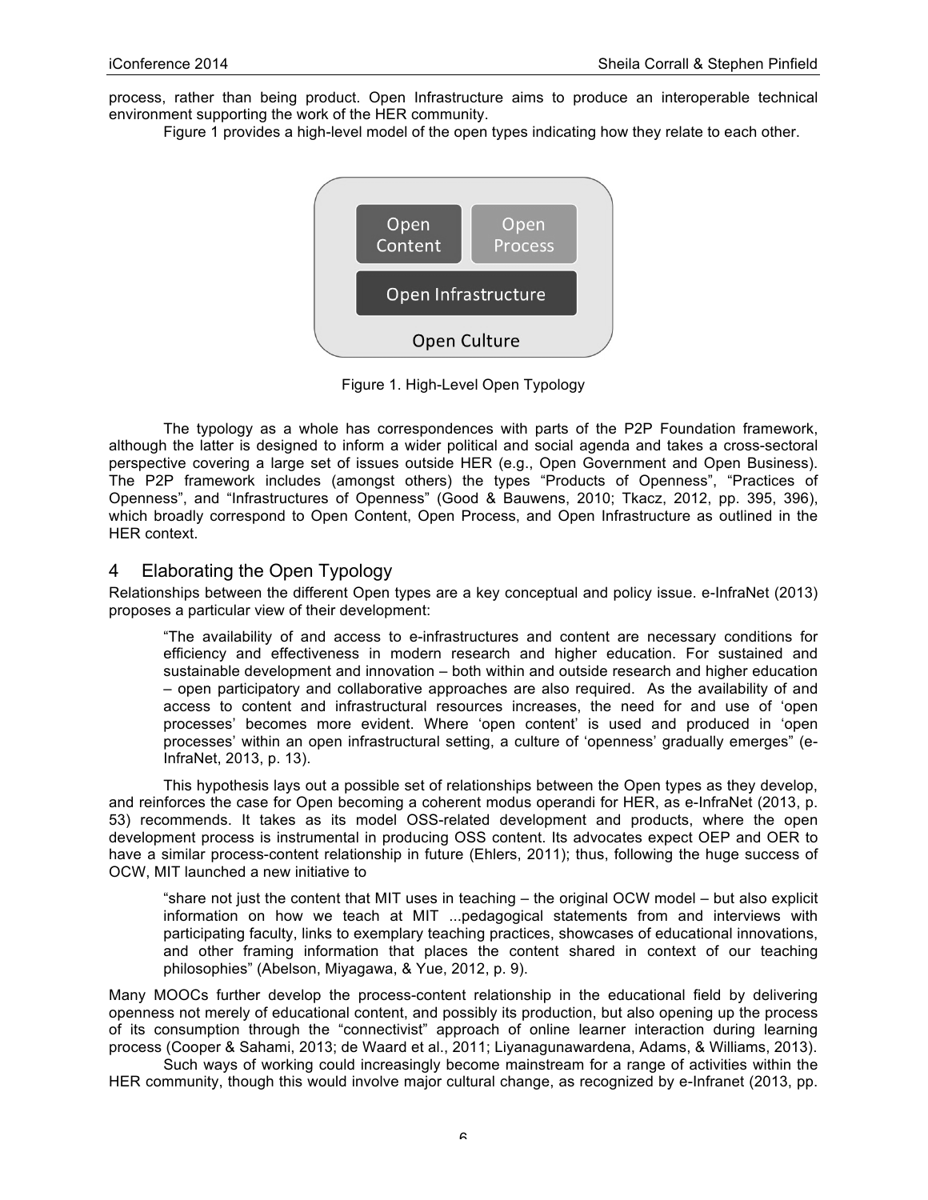process, rather than being product. Open Infrastructure aims to produce an interoperable technical environment supporting the work of the HER community.

Figure 1 provides a high-level model of the open types indicating how they relate to each other.

Figure 1. High-Level Open Typology

The typology as a whole has correspondences with parts of the P2P Foundation framework, although the latter is designed to inform a wider political and social agenda and takes a cross-sectoral perspective covering a large set of issues outside HER (e.g., Open Government and Open Business). The P2P framework includes (amongst others) the types "Products of Openness", "Practices of Openness", and "Infrastructures of Openness" (Good & Bauwens, 2010; Tkacz, 2012, pp. 395, 396), which broadly correspond to Open Content, Open Process, and Open Infrastructure as outlined in the HER context.

## 4 Elaborating the Open Typology

Relationships between the different Open types are a key conceptual and policy issue. e-InfraNet (2013) proposes a particular view of their development:

> "The availability of and access to e-infrastructures and content are necessary conditions for efficiency and effectiveness in modern research and higher education. For sustained and sustainable development and innovation – both within and outside research and higher education – open participatory and collaborative approaches are also required. As the availability of and access to content and infrastructural resources increases, the need for and use of 'open processes' becomes more evident. Where 'open content' is used and produced in 'open processes' within an open infrastructural setting, a culture of 'openness' gradually emerges" (e-InfraNet, 2013, p. 13).

This hypothesis lays out a possible set of relationships between the Open types as they develop, and reinforces the case for Open becoming a coherent modus operandi for HER, as e-InfraNet (2013, p. 53) recommends. It takes as its model OSS-related development and products, where the open development process is instrumental in producing OSS content. Its advocates expect OEP and OER to have a similar process-content relationship in future (Ehlers, 2011); thus, following the huge success of OCW, MIT launched a new initiative to

> "share not just the content that MIT uses in teaching – the original OCW model – but also explicit information on how we teach at MIT ...pedagogical statements from and interviews with participating faculty, links to exemplary teaching practices, showcases of educational innovations, and other framing information that places the content shared in context of our teaching philosophies" (Abelson, Miyagawa, & Yue, 2012, p. 9).

Many MOOCs further develop the process-content relationship in the educational field by delivering openness not merely of educational content, and possibly its production, but also opening up the process of its consumption through the "connectivist" approach of online learner interaction during learning process (Cooper & Sahami, 2013; de Waard et al., 2011; Liyanagunawardena, Adams, & Williams, 2013).

Such ways of working could increasingly become mainstream for a range of activities within the HER community, though this would involve major cultural change, as recognized by e-Infranet (2013, pp.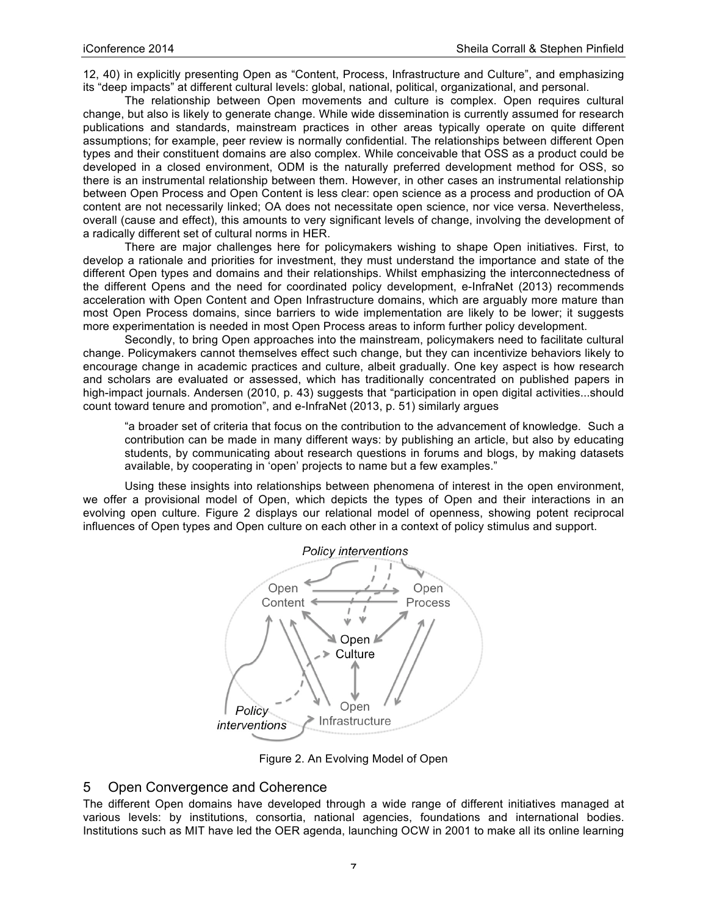12, 40) in explicitly presenting Open as "Content, Process, Infrastructure and Culture", and emphasizing its "deep impacts" at different cultural levels: global, national, political, organizational, and personal.

The relationship between Open movements and culture is complex. Open requires cultural change, but also is likely to generate change. While wide dissemination is currently assumed for research publications and standards, mainstream practices in other areas typically operate on quite different assumptions; for example, peer review is normally confidential. The relationships between different Open types and their constituent domains are also complex. While conceivable that OSS as a product could be developed in a closed environment, ODM is the naturally preferred development method for OSS, so there is an instrumental relationship between them. However, in other cases an instrumental relationship between Open Process and Open Content is less clear: open science as a process and production of OA content are not necessarily linked; OA does not necessitate open science, nor vice versa. Nevertheless, overall (cause and effect), this amounts to very significant levels of change, involving the development of a radically different set of cultural norms in HER.

There are major challenges here for policymakers wishing to shape Open initiatives. First, to develop a rationale and priorities for investment, they must understand the importance and state of the different Open types and domains and their relationships. Whilst emphasizing the interconnectedness of the different Opens and the need for coordinated policy development, e-InfraNet (2013) recommends acceleration with Open Content and Open Infrastructure domains, which are arguably more mature than most Open Process domains, since barriers to wide implementation are likely to be lower; it suggests more experimentation is needed in most Open Process areas to inform further policy development.

Secondly, to bring Open approaches into the mainstream, policymakers need to facilitate cultural change. Policymakers cannot themselves effect such change, but they can incentivize behaviors likely to encourage change in academic practices and culture, albeit gradually. One key aspect is how research and scholars are evaluated or assessed, which has traditionally concentrated on published papers in high-impact journals. Andersen (2010, p. 43) suggests that "participation in open digital activities...should count toward tenure and promotion", and e-InfraNet (2013, p. 51) similarly argues

> "a broader set of criteria that focus on the contribution to the advancement of knowledge. Such a contribution can be made in many different ways: by publishing an article, but also by educating students, by communicating about research questions in forums and blogs, by making datasets available, by cooperating in 'open' projects to name but a few examples."

Using these insights into relationships between phenomena of interest in the open environment, we offer a provisional model of Open, which depicts the types of Open and their interactions in an evolving open culture. Figure 2 displays our relational model of openness, showing potent reciprocal influences of Open types and Open culture on each other in a context of policy stimulus and support.

Figure 2. An Evolving Model of Open

## 5 Open Convergence and Coherence

The different Open domains have developed through a wide range of different initiatives managed at various levels: by institutions, consortia, national agencies, foundations and international bodies. Institutions such as MIT have led the OER agenda, launching OCW in 2001 to make all its online learning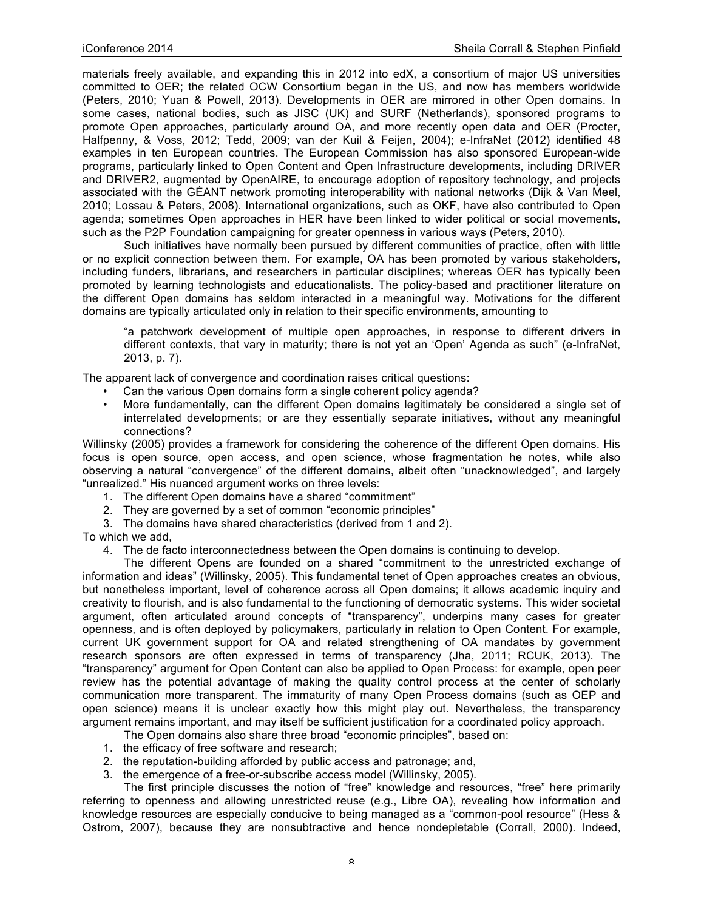materials freely available, and expanding this in 2012 into edX, a consortium of major US universities committed to OER; the related OCW Consortium began in the US, and now has members worldwide (Peters, 2010; Yuan & Powell, 2013). Developments in OER are mirrored in other Open domains. In some cases, national bodies, such as JISC (UK) and SURF (Netherlands), sponsored programs to promote Open approaches, particularly around OA, and more recently open data and OER (Procter, Halfpenny, & Voss, 2012; Tedd, 2009; van der Kuil & Feijen, 2004); e-InfraNet (2012) identified 48 examples in ten European countries. The European Commission has also sponsored European-wide programs, particularly linked to Open Content and Open Infrastructure developments, including DRIVER and DRIVER2, augmented by OpenAIRE, to encourage adoption of repository technology, and projects associated with the GÉANT network promoting interoperability with national networks (Dijk & Van Meel, 2010; Lossau & Peters, 2008). International organizations, such as OKF, have also contributed to Open agenda; sometimes Open approaches in HER have been linked to wider political or social movements, such as the P2P Foundation campaigning for greater openness in various ways (Peters, 2010).

Such initiatives have normally been pursued by different communities of practice, often with little or no explicit connection between them. For example, OA has been promoted by various stakeholders, including funders, librarians, and researchers in particular disciplines; whereas OER has typically been promoted by learning technologists and educationalists. The policy-based and practitioner literature on the different Open domains has seldom interacted in a meaningful way. Motivations for the different domains are typically articulated only in relation to their specific environments, amounting to

> "a patchwork development of multiple open approaches, in response to different drivers in different contexts, that vary in maturity; there is not yet an 'Open' Agenda as such" (e-InfraNet, 2013, p. 7).

The apparent lack of convergence and coordination raises critical questions:

- Can the various Open domains form a single coherent policy agenda?
- More fundamentally, can the different Open domains legitimately be considered a single set of interrelated developments; or are they essentially separate initiatives, without any meaningful connections?

Willinsky (2005) provides a framework for considering the coherence of the different Open domains. His focus is open source, open access, and open science, whose fragmentation he notes, while also observing a natural "convergence" of the different domains, albeit often "unacknowledged", and largely "unrealized." His nuanced argument works on three levels:

1. The different Open domains have a shared "commitment"
2. They are governed by a set of common "economic principles"
3. The domains have shared characteristics (derived from 1 and 2).

To which we add,

4. The de facto interconnectedness between the Open domains is continuing to develop.

The different Opens are founded on a shared "commitment to the unrestricted exchange of information and ideas" (Willinsky, 2005). This fundamental tenet of Open approaches creates an obvious, but nonetheless important, level of coherence across all Open domains; it allows academic inquiry and creativity to flourish, and is also fundamental to the functioning of democratic systems. This wider societal argument, often articulated around concepts of "transparency", underpins many cases for greater openness, and is often deployed by policymakers, particularly in relation to Open Content. For example, current UK government support for OA and related strengthening of OA mandates by government research sponsors are often expressed in terms of transparency (Jha, 2011; RCUK, 2013). The "transparency" argument for Open Content can also be applied to Open Process: for example, open peer review has the potential advantage of making the quality control process at the center of scholarly communication more transparent. The immaturity of many Open Process domains (such as OEP and open science) means it is unclear exactly how this might play out. Nevertheless, the transparency argument remains important, and may itself be sufficient justification for a coordinated policy approach.

The Open domains also share three broad "economic principles", based on:

1. the efficacy of free software and research;
2. the reputation-building afforded by public access and patronage; and,
3. the emergence of a free-or-subscribe access model (Willinsky, 2005).

The first principle discusses the notion of "free" knowledge and resources, "free" here primarily referring to openness and allowing unrestricted reuse (e.g., Libre OA), revealing how information and knowledge resources are especially conducive to being managed as a "common-pool resource" (Hess & Ostrom, 2007), because they are nonsubtractive and hence nondepletable (Corrall, 2000). Indeed,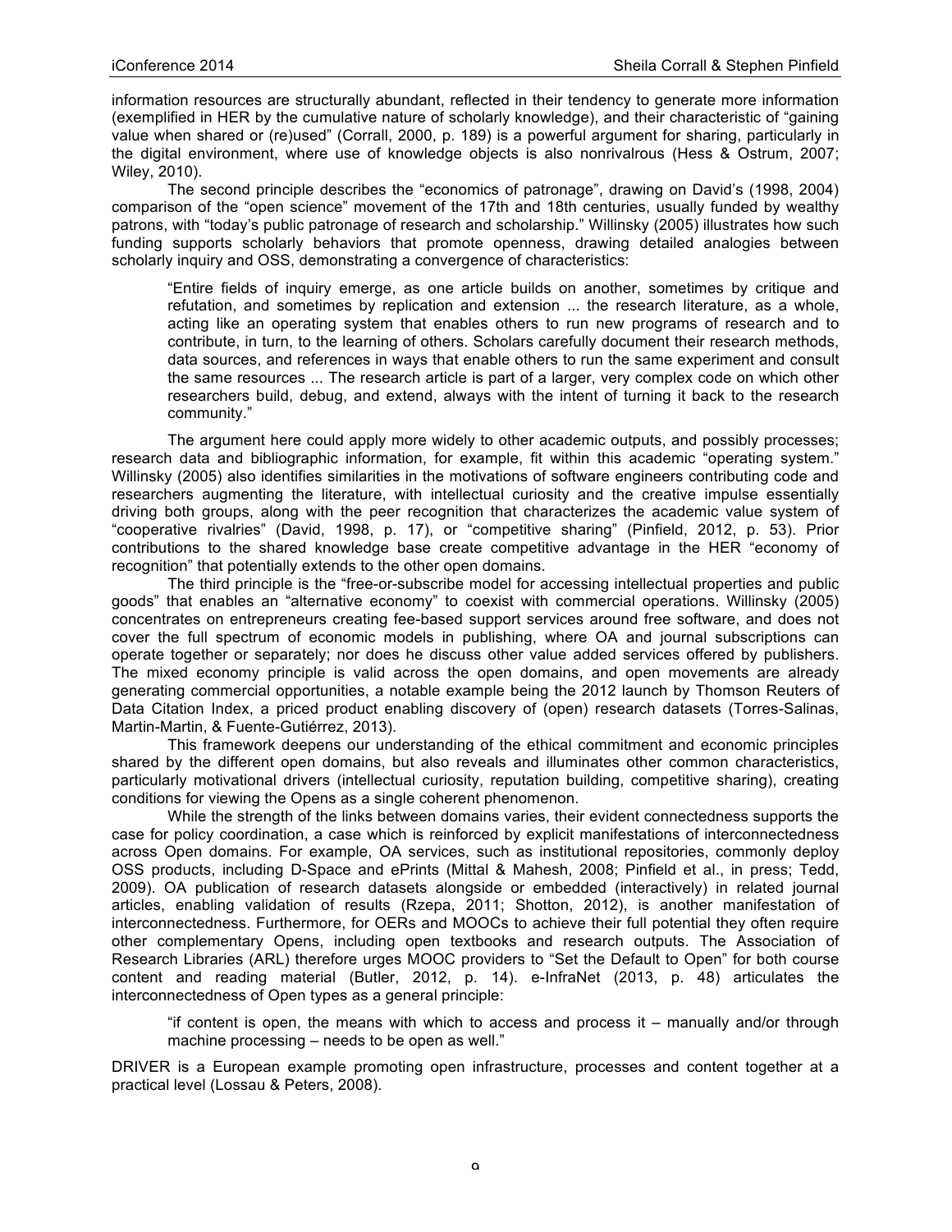information resources are structurally abundant, reflected in their tendency to generate more information (exemplified in HER by the cumulative nature of scholarly knowledge), and their characteristic of "gaining value when shared or (re)used" (Corrall, 2000, p. 189) is a powerful argument for sharing, particularly in the digital environment, where use of knowledge objects is also nonrivalrous (Hess & Ostrum, 2007; Wiley, 2010).

The second principle describes the "economics of patronage", drawing on David's (1998, 2004) comparison of the "open science" movement of the 17th and 18th centuries, usually funded by wealthy patrons, with "today's public patronage of research and scholarship." Willinsky (2005) illustrates how such funding supports scholarly behaviors that promote openness, drawing detailed analogies between scholarly inquiry and OSS, demonstrating a convergence of characteristics:

> "Entire fields of inquiry emerge, as one article builds on another, sometimes by critique and refutation, and sometimes by replication and extension ... the research literature, as a whole, acting like an operating system that enables others to run new programs of research and to contribute, in turn, to the learning of others. Scholars carefully document their research methods, data sources, and references in ways that enable others to run the same experiment and consult the same resources ... The research article is part of a larger, very complex code on which other researchers build, debug, and extend, always with the intent of turning it back to the research community."

The argument here could apply more widely to other academic outputs, and possibly processes; research data and bibliographic information, for example, fit within this academic "operating system." Willinsky (2005) also identifies similarities in the motivations of software engineers contributing code and researchers augmenting the literature, with intellectual curiosity and the creative impulse essentially driving both groups, along with the peer recognition that characterizes the academic value system of "cooperative rivalries" (David, 1998, p. 17), or "competitive sharing" (Pinfield, 2012, p. 53). Prior contributions to the shared knowledge base create competitive advantage in the HER "economy of recognition" that potentially extends to the other open domains.

The third principle is the "free-or-subscribe model for accessing intellectual properties and public goods" that enables an "alternative economy" to coexist with commercial operations. Willinsky (2005) concentrates on entrepreneurs creating fee-based support services around free software, and does not cover the full spectrum of economic models in publishing, where OA and journal subscriptions can operate together or separately; nor does he discuss other value added services offered by publishers. The mixed economy principle is valid across the open domains, and open movements are already generating commercial opportunities, a notable example being the 2012 launch by Thomson Reuters of Data Citation Index, a priced product enabling discovery of (open) research datasets (Torres-Salinas, Martin-Martin, & Fuente-Gutiérrez, 2013).

This framework deepens our understanding of the ethical commitment and economic principles shared by the different open domains, but also reveals and illuminates other common characteristics, particularly motivational drivers (intellectual curiosity, reputation building, competitive sharing), creating conditions for viewing the Opens as a single coherent phenomenon.

While the strength of the links between domains varies, their evident connectedness supports the case for policy coordination, a case which is reinforced by explicit manifestations of interconnectedness across Open domains. For example, OA services, such as institutional repositories, commonly deploy OSS products, including D-Space and ePrints (Mittal & Mahesh, 2008; Pinfield et al., in press; Tedd, 2009). OA publication of research datasets alongside or embedded (interactively) in related journal articles, enabling validation of results (Rzepa, 2011; Shotton, 2012), is another manifestation of interconnectedness. Furthermore, for OERs and MOOCs to achieve their full potential they often require other complementary Opens, including open textbooks and research outputs. The Association of Research Libraries (ARL) therefore urges MOOC providers to "Set the Default to Open" for both course content and reading material (Butler, 2012, p. 14). e-InfraNet (2013, p. 48) articulates the interconnectedness of Open types as a general principle:

> "if content is open, the means with which to access and process it – manually and/or through machine processing – needs to be open as well."

DRIVER is a European example promoting open infrastructure, processes and content together at a practical level (Lossau & Peters, 2008).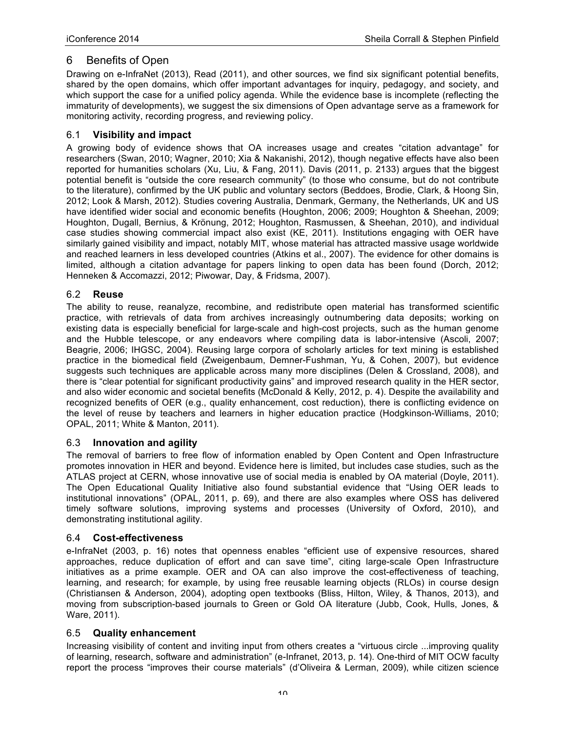## 6 Benefits of Open

Drawing on e-InfraNet (2013), Read (2011), and other sources, we find six significant potential benefits, shared by the open domains, which offer important advantages for inquiry, pedagogy, and society, and which support the case for a unified policy agenda. While the evidence base is incomplete (reflecting the immaturity of developments), we suggest the six dimensions of Open advantage serve as a framework for monitoring activity, recording progress, and reviewing policy.

### 6.1 Visibility and impact

A growing body of evidence shows that OA increases usage and creates "citation advantage" for researchers (Swan, 2010; Wagner, 2010; Xia & Nakanishi, 2012), though negative effects have also been reported for humanities scholars (Xu, Liu, & Fang, 2011). Davis (2011, p. 2133) argues that the biggest potential benefit is "outside the core research community" (to those who consume, but do not contribute to the literature), confirmed by the UK public and voluntary sectors (Beddoes, Brodie, Clark, & Hoong Sin, 2012; Look & Marsh, 2012). Studies covering Australia, Denmark, Germany, the Netherlands, UK and US have identified wider social and economic benefits (Houghton, 2006; 2009; Houghton & Sheehan, 2009; Houghton, Dugall, Bernius, & Krönung, 2012; Houghton, Rasmussen, & Sheehan, 2010), and individual case studies showing commercial impact also exist (KE, 2011). Institutions engaging with OER have similarly gained visibility and impact, notably MIT, whose material has attracted massive usage worldwide and reached learners in less developed countries (Atkins et al., 2007). The evidence for other domains is limited, although a citation advantage for papers linking to open data has been found (Dorch, 2012; Henneken & Accomazzi, 2012; Piwowar, Day, & Fridsma, 2007).

### 6.2 Reuse

The ability to reuse, reanalyze, recombine, and redistribute open material has transformed scientific practice, with retrievals of data from archives increasingly outnumbering data deposits; working on existing data is especially beneficial for large-scale and high-cost projects, such as the human genome and the Hubble telescope, or any endeavors where compiling data is labor-intensive (Ascoli, 2007; Beagrie, 2006; IHGSC, 2004). Reusing large corpora of scholarly articles for text mining is established practice in the biomedical field (Zweigenbaum, Demner-Fushman, Yu, & Cohen, 2007), but evidence suggests such techniques are applicable across many more disciplines (Delen & Crossland, 2008), and there is "clear potential for significant productivity gains" and improved research quality in the HER sector, and also wider economic and societal benefits (McDonald & Kelly, 2012, p. 4). Despite the availability and recognized benefits of OER (e.g., quality enhancement, cost reduction), there is conflicting evidence on the level of reuse by teachers and learners in higher education practice (Hodgkinson-Williams, 2010; OPAL, 2011; White & Manton, 2011).

### 6.3 Innovation and agility

The removal of barriers to free flow of information enabled by Open Content and Open Infrastructure promotes innovation in HER and beyond. Evidence here is limited, but includes case studies, such as the ATLAS project at CERN, whose innovative use of social media is enabled by OA material (Doyle, 2011). The Open Educational Quality Initiative also found substantial evidence that "Using OER leads to institutional innovations" (OPAL, 2011, p. 69), and there are also examples where OSS has delivered timely software solutions, improving systems and processes (University of Oxford, 2010), and demonstrating institutional agility.

### 6.4 Cost-effectiveness

e-InfraNet (2003, p. 16) notes that openness enables "efficient use of expensive resources, shared approaches, reduce duplication of effort and can save time", citing large-scale Open Infrastructure initiatives as a prime example. OER and OA can also improve the cost-effectiveness of teaching, learning, and research; for example, by using free reusable learning objects (RLOs) in course design (Christiansen & Anderson, 2004), adopting open textbooks (Bliss, Hilton, Wiley, & Thanos, 2013), and moving from subscription-based journals to Green or Gold OA literature (Jubb, Cook, Hulls, Jones, & Ware, 2011).

### 6.5 Quality enhancement

Increasing visibility of content and inviting input from others creates a "virtuous circle ...improving quality of learning, research, software and administration" (e-Infranet, 2013, p. 14). One-third of MIT OCW faculty report the process "improves their course materials" (d'Oliveira & Lerman, 2009), while citizen science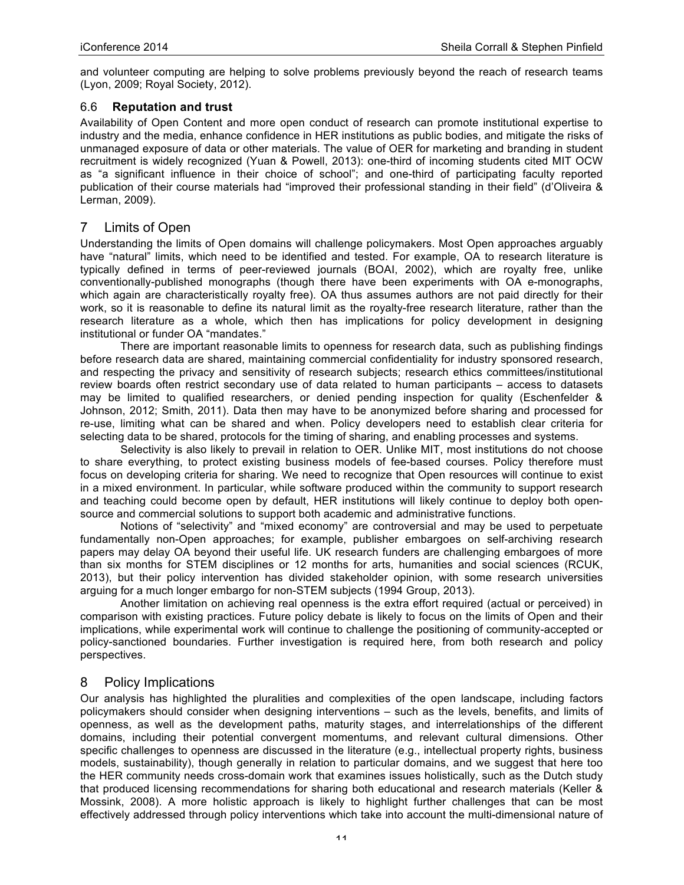and volunteer computing are helping to solve problems previously beyond the reach of research teams (Lyon, 2009; Royal Society, 2012).

### 6.6 Reputation and trust

Availability of Open Content and more open conduct of research can promote institutional expertise to industry and the media, enhance confidence in HER institutions as public bodies, and mitigate the risks of unmanaged exposure of data or other materials. The value of OER for marketing and branding in student recruitment is widely recognized (Yuan & Powell, 2013): one-third of incoming students cited MIT OCW as "a significant influence in their choice of school"; and one-third of participating faculty reported publication of their course materials had "improved their professional standing in their field" (d'Oliveira & Lerman, 2009).

## 7 Limits of Open

Understanding the limits of Open domains will challenge policymakers. Most Open approaches arguably have "natural" limits, which need to be identified and tested. For example, OA to research literature is typically defined in terms of peer-reviewed journals (BOAI, 2002), which are royalty free, unlike conventionally-published monographs (though there have been experiments with OA e-monographs, which again are characteristically royalty free). OA thus assumes authors are not paid directly for their work, so it is reasonable to define its natural limit as the royalty-free research literature, rather than the research literature as a whole, which then has implications for policy development in designing institutional or funder OA "mandates."

There are important reasonable limits to openness for research data, such as publishing findings before research data are shared, maintaining commercial confidentiality for industry sponsored research, and respecting the privacy and sensitivity of research subjects; research ethics committees/institutional review boards often restrict secondary use of data related to human participants – access to datasets may be limited to qualified researchers, or denied pending inspection for quality (Eschenfelder & Johnson, 2012; Smith, 2011). Data then may have to be anonymized before sharing and processed for re-use, limiting what can be shared and when. Policy developers need to establish clear criteria for selecting data to be shared, protocols for the timing of sharing, and enabling processes and systems.

Selectivity is also likely to prevail in relation to OER. Unlike MIT, most institutions do not choose to share everything, to protect existing business models of fee-based courses. Policy therefore must focus on developing criteria for sharing. We need to recognize that Open resources will continue to exist in a mixed environment. In particular, while software produced within the community to support research and teaching could become open by default, HER institutions will likely continue to deploy both open-source and commercial solutions to support both academic and administrative functions.

Notions of "selectivity" and "mixed economy" are controversial and may be used to perpetuate fundamentally non-Open approaches; for example, publisher embargoes on self-archiving research papers may delay OA beyond their useful life. UK research funders are challenging embargoes of more than six months for STEM disciplines or 12 months for arts, humanities and social sciences (RCUK, 2013), but their policy intervention has divided stakeholder opinion, with some research universities arguing for a much longer embargo for non-STEM subjects (1994 Group, 2013).

Another limitation on achieving real openness is the extra effort required (actual or perceived) in comparison with existing practices. Future policy debate is likely to focus on the limits of Open and their implications, while experimental work will continue to challenge the positioning of community-accepted or policy-sanctioned boundaries. Further investigation is required here, from both research and policy perspectives.

## 8 Policy Implications

Our analysis has highlighted the pluralities and complexities of the open landscape, including factors policymakers should consider when designing interventions – such as the levels, benefits, and limits of openness, as well as the development paths, maturity stages, and interrelationships of the different domains, including their potential convergent momentums, and relevant cultural dimensions. Other specific challenges to openness are discussed in the literature (e.g., intellectual property rights, business models, sustainability), though generally in relation to particular domains, and we suggest that here too the HER community needs cross-domain work that examines issues holistically, such as the Dutch study that produced licensing recommendations for sharing both educational and research materials (Keller & Mossink, 2008). A more holistic approach is likely to highlight further challenges that can be most effectively addressed through policy interventions which take into account the multi-dimensional nature of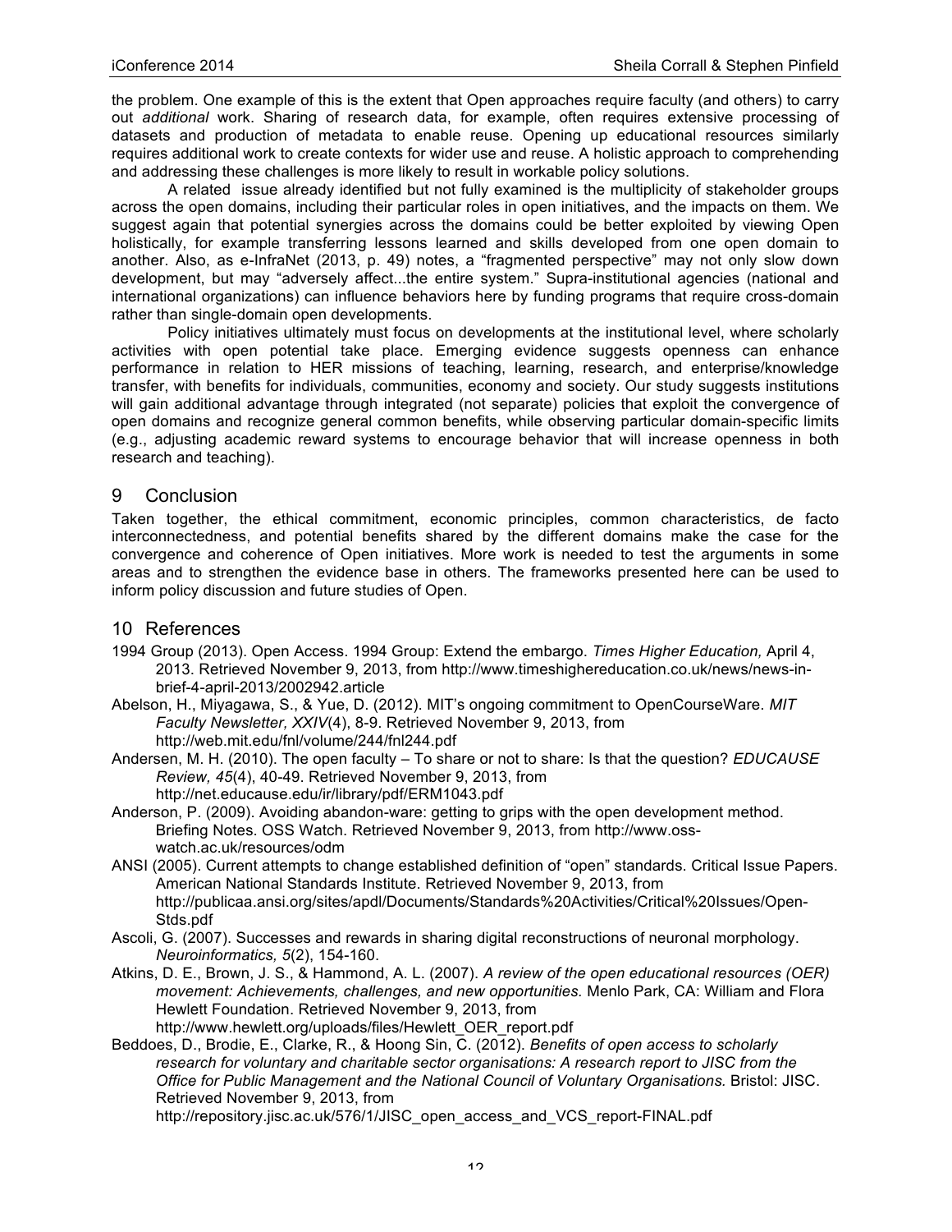the problem. One example of this is the extent that Open approaches require faculty (and others) to carry out *additional* work. Sharing of research data, for example, often requires extensive processing of datasets and production of metadata to enable reuse. Opening up educational resources similarly requires additional work to create contexts for wider use and reuse. A holistic approach to comprehending and addressing these challenges is more likely to result in workable policy solutions.

A related issue already identified but not fully examined is the multiplicity of stakeholder groups across the open domains, including their particular roles in open initiatives, and the impacts on them. We suggest again that potential synergies across the domains could be better exploited by viewing Open holistically, for example transferring lessons learned and skills developed from one open domain to another. Also, as e-InfraNet (2013, p. 49) notes, a "fragmented perspective" may not only slow down development, but may "adversely affect...the entire system." Supra-institutional agencies (national and international organizations) can influence behaviors here by funding programs that require cross-domain rather than single-domain open developments.

Policy initiatives ultimately must focus on developments at the institutional level, where scholarly activities with open potential take place. Emerging evidence suggests openness can enhance performance in relation to HER missions of teaching, learning, research, and enterprise/knowledge transfer, with benefits for individuals, communities, economy and society. Our study suggests institutions will gain additional advantage through integrated (not separate) policies that exploit the convergence of open domains and recognize general common benefits, while observing particular domain-specific limits (e.g., adjusting academic reward systems to encourage behavior that will increase openness in both research and teaching).

## 9 Conclusion

Taken together, the ethical commitment, economic principles, common characteristics, de facto interconnectedness, and potential benefits shared by the different domains make the case for the convergence and coherence of Open initiatives. More work is needed to test the arguments in some areas and to strengthen the evidence base in others. The frameworks presented here can be used to inform policy discussion and future studies of Open.

## 10 References

1994 Group (2013). Open Access. 1994 Group: Extend the embargo. *Times Higher Education,* April 4, 2013. Retrieved November 9, 2013, from http://www.timeshighereducation.co.uk/news/news-in-brief-4-april-2013/2002942.article

Abelson, H., Miyagawa, S., & Yue, D. (2012). MIT's ongoing commitment to OpenCourseWare. *MIT Faculty Newsletter, XXIV*(4), 8-9. Retrieved November 9, 2013, from http://web.mit.edu/fnl/volume/244/fnl244.pdf

Andersen, M. H. (2010). The open faculty – To share or not to share: Is that the question? *EDUCAUSE Review, 45*(4), 40-49. Retrieved November 9, 2013, from http://net.educause.edu/ir/library/pdf/ERM1043.pdf

Anderson, P. (2009). Avoiding abandon-ware: getting to grips with the open development method. Briefing Notes. OSS Watch. Retrieved November 9, 2013, from http://www.oss-watch.ac.uk/resources/odm

ANSI (2005). Current attempts to change established definition of "open" standards. Critical Issue Papers. American National Standards Institute. Retrieved November 9, 2013, from http://publicaa.ansi.org/sites/apdl/Documents/Standards%20Activities/Critical%20Issues/Open-Stds.pdf

Ascoli, G. (2007). Successes and rewards in sharing digital reconstructions of neuronal morphology. *Neuroinformatics, 5*(2), 154-160.

Atkins, D. E., Brown, J. S., & Hammond, A. L. (2007). *A review of the open educational resources (OER) movement: Achievements, challenges, and new opportunities.* Menlo Park, CA: William and Flora Hewlett Foundation. Retrieved November 9, 2013, from http://www.hewlett.org/uploads/files/Hewlett_OER_report.pdf

Beddoes, D., Brodie, E., Clarke, R., & Hoong Sin, C. (2012). *Benefits of open access to scholarly research for voluntary and charitable sector organisations: A research report to JISC from the Office for Public Management and the National Council of Voluntary Organisations.* Bristol: JISC. Retrieved November 9, 2013, from http://repository.jisc.ac.uk/576/1/JISC_open_access_and_VCS_report-FINAL.pdf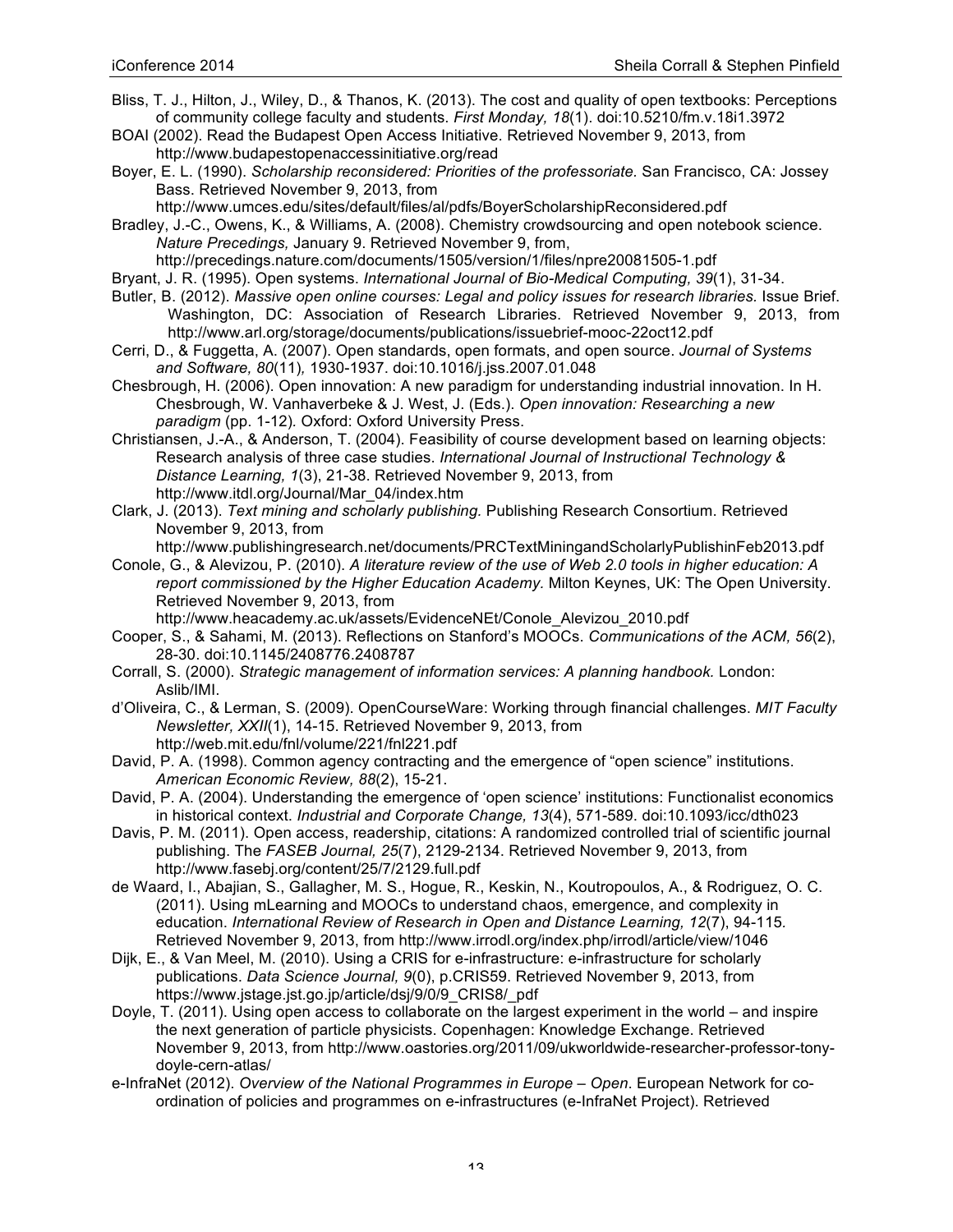Bliss, T. J., Hilton, J., Wiley, D., & Thanos, K. (2013). The cost and quality of open textbooks: Perceptions of community college faculty and students. *First Monday, 18*(1). doi:10.5210/fm.v.18i1.3972

BOAI (2002). Read the Budapest Open Access Initiative. Retrieved November 9, 2013, from http://www.budapestopenaccessinitiative.org/read

Boyer, E. L. (1990). *Scholarship reconsidered: Priorities of the professoriate.* San Francisco, CA: Jossey Bass. Retrieved November 9, 2013, from http://www.umces.edu/sites/default/files/al/pdfs/BoyerScholarshipReconsidered.pdf

Bradley, J.-C., Owens, K., & Williams, A. (2008). Chemistry crowdsourcing and open notebook science. *Nature Precedings,* January 9. Retrieved November 9, from, http://precedings.nature.com/documents/1505/version/1/files/npre20081505-1.pdf

Bryant, J. R. (1995). Open systems. *International Journal of Bio-Medical Computing, 39*(1), 31-34.

Butler, B. (2012). *Massive open online courses: Legal and policy issues for research libraries.* Issue Brief. Washington, DC: Association of Research Libraries. Retrieved November 9, 2013, from http://www.arl.org/storage/documents/publications/issuebrief-mooc-22oct12.pdf

Cerri, D., & Fuggetta, A. (2007). Open standards, open formats, and open source. *Journal of Systems and Software, 80*(11)*,* 1930-1937. doi:10.1016/j.jss.2007.01.048

Chesbrough, H. (2006). Open innovation: A new paradigm for understanding industrial innovation. In H. Chesbrough, W. Vanhaverbeke & J. West, J. (Eds.). *Open innovation: Researching a new paradigm* (pp. 1-12)*.* Oxford: Oxford University Press.

Christiansen, J.-A., & Anderson, T. (2004). Feasibility of course development based on learning objects: Research analysis of three case studies. *International Journal of Instructional Technology & Distance Learning, 1*(3), 21-38. Retrieved November 9, 2013, from http://www.itdl.org/Journal/Mar_04/index.htm

Clark, J. (2013). *Text mining and scholarly publishing.* Publishing Research Consortium. Retrieved November 9, 2013, from http://www.publishingresearch.net/documents/PRCTextMiningandScholarlyPublishinFeb2013.pdf

Conole, G., & Alevizou, P. (2010). *A literature review of the use of Web 2.0 tools in higher education: A report commissioned by the Higher Education Academy.* Milton Keynes, UK: The Open University. Retrieved November 9, 2013, from http://www.heacademy.ac.uk/assets/EvidenceNEt/Conole_Alevizou_2010.pdf

Cooper, S., & Sahami, M. (2013). Reflections on Stanford's MOOCs. *Communications of the ACM, 56*(2), 28-30. doi:10.1145/2408776.2408787

Corrall, S. (2000). *Strategic management of information services: A planning handbook.* London: Aslib/IMI.

d'Oliveira, C., & Lerman, S. (2009). OpenCourseWare: Working through financial challenges. *MIT Faculty Newsletter, XXII*(1), 14-15. Retrieved November 9, 2013, from http://web.mit.edu/fnl/volume/221/fnl221.pdf

David, P. A. (1998). Common agency contracting and the emergence of "open science" institutions. *American Economic Review, 88*(2), 15-21.

David, P. A. (2004). Understanding the emergence of 'open science' institutions: Functionalist economics in historical context. *Industrial and Corporate Change, 13*(4), 571-589. doi:10.1093/icc/dth023

Davis, P. M. (2011). Open access, readership, citations: A randomized controlled trial of scientific journal publishing. The *FASEB Journal, 25*(7), 2129-2134. Retrieved November 9, 2013, from http://www.fasebj.org/content/25/7/2129.full.pdf

de Waard, I., Abajian, S., Gallagher, M. S., Hogue, R., Keskin, N., Koutropoulos, A., & Rodriguez, O. C. (2011). Using mLearning and MOOCs to understand chaos, emergence, and complexity in education. *International Review of Research in Open and Distance Learning, 12*(7), 94-115*.* Retrieved November 9, 2013, from http://www.irrodl.org/index.php/irrodl/article/view/1046

Dijk, E., & Van Meel, M. (2010). Using a CRIS for e-infrastructure: e-infrastructure for scholarly publications. *Data Science Journal, 9*(0), p.CRIS59. Retrieved November 9, 2013, from https://www.jstage.jst.go.jp/article/dsj/9/0/9_CRIS8/_pdf

Doyle, T. (2011). Using open access to collaborate on the largest experiment in the world – and inspire the next generation of particle physicists. Copenhagen: Knowledge Exchange. Retrieved November 9, 2013, from http://www.oastories.org/2011/09/ukworldwide-researcher-professor-tony-doyle-cern-atlas/

e-InfraNet (2012). *Overview of the National Programmes in Europe – Open*. European Network for co-ordination of policies and programmes on e-infrastructures (e-InfraNet Project). Retrieved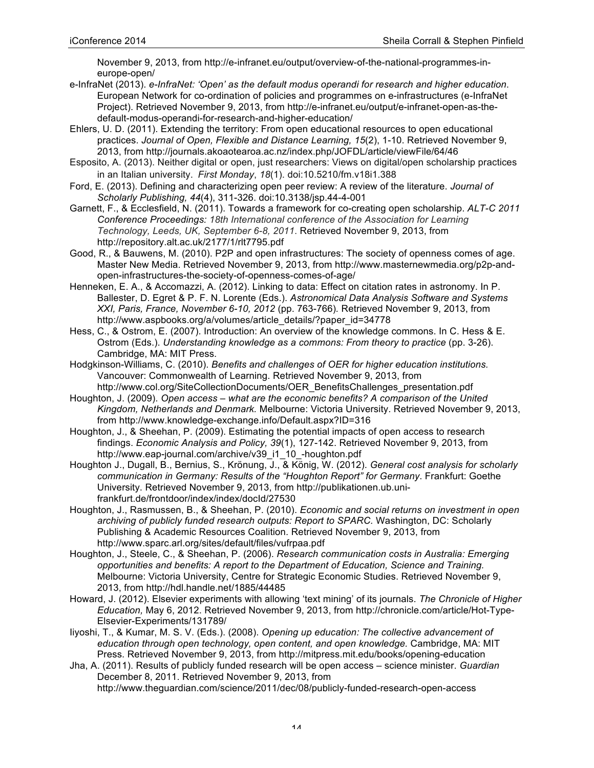November 9, 2013, from http://e-infranet.eu/output/overview-of-the-national-programmes-in-europe-open/

e-InfraNet (2013). *e-InfraNet: 'Open' as the default modus operandi for research and higher education*. European Network for co-ordination of policies and programmes on e-infrastructures (e-InfraNet Project). Retrieved November 9, 2013, from http://e-infranet.eu/output/e-infranet-open-as-the-default-modus-operandi-for-research-and-higher-education/

Ehlers, U. D. (2011). Extending the territory: From open educational resources to open educational practices. *Journal of Open, Flexible and Distance Learning, 15*(2), 1-10. Retrieved November 9, 2013, from http://journals.akoaotearoa.ac.nz/index.php/JOFDL/article/viewFile/64/46

Esposito, A. (2013). Neither digital or open, just researchers: Views on digital/open scholarship practices in an Italian university. *First Monday*, *18*(1). doi:10.5210/fm.v18i1.388

Ford, E. (2013). Defining and characterizing open peer review: A review of the literature. *Journal of Scholarly Publishing, 44*(4), 311-326. doi:10.3138/jsp.44-4-001

Garnett, F., & Ecclesfield, N. (2011). Towards a framework for co-creating open scholarship. *ALT-C 2011 Conference Proceedings: 18th International conference of the Association for Learning Technology, Leeds, UK, September 6-8, 2011*. Retrieved November 9, 2013, from http://repository.alt.ac.uk/2177/1/rlt7795.pdf

Good, R., & Bauwens, M. (2010). P2P and open infrastructures: The society of openness comes of age. Master New Media. Retrieved November 9, 2013, from http://www.masternewmedia.org/p2p-and-open-infrastructures-the-society-of-openness-comes-of-age/

Henneken, E. A., & Accomazzi, A. (2012). Linking to data: Effect on citation rates in astronomy. In P. Ballester, D. Egret & P. F. N. Lorente (Eds.). *Astronomical Data Analysis Software and Systems XXI, Paris, France, November 6-10, 2012* (pp. 763-766). Retrieved November 9, 2013, from http://www.aspbooks.org/a/volumes/article_details/?paper_id=34778

Hess, C., & Ostrom, E. (2007). Introduction: An overview of the knowledge commons. In C. Hess & E. Ostrom (Eds.). *Understanding knowledge as a commons: From theory to practice* (pp. 3-26). Cambridge, MA: MIT Press.

Hodgkinson-Williams, C. (2010). *Benefits and challenges of OER for higher education institutions.* Vancouver: Commonwealth of Learning. Retrieved November 9, 2013, from http://www.col.org/SiteCollectionDocuments/OER_BenefitsChallenges_presentation.pdf

Houghton, J. (2009). *Open access – what are the economic benefits? A comparison of the United Kingdom, Netherlands and Denmark.* Melbourne: Victoria University. Retrieved November 9, 2013, from http://www.knowledge-exchange.info/Default.aspx?ID=316

Houghton, J., & Sheehan, P. (2009). Estimating the potential impacts of open access to research findings. *Economic Analysis and Policy, 39*(1), 127-142. Retrieved November 9, 2013, from http://www.eap-journal.com/archive/v39_i1_10_-houghton.pdf

Houghton J., Dugall, B., Bernius, S., Krönung, J., & König, W. (2012). *General cost analysis for scholarly communication in Germany: Results of the "Houghton Report" for Germany*. Frankfurt: Goethe University. Retrieved November 9, 2013, from http://publikationen.ub.uni-frankfurt.de/frontdoor/index/index/docId/27530

Houghton, J., Rasmussen, B., & Sheehan, P. (2010). *Economic and social returns on investment in open archiving of publicly funded research outputs: Report to SPARC.* Washington, DC: Scholarly Publishing & Academic Resources Coalition. Retrieved November 9, 2013, from http://www.sparc.arl.org/sites/default/files/vufrpaa.pdf

Houghton, J., Steele, C., & Sheehan, P. (2006). *Research communication costs in Australia: Emerging opportunities and benefits: A report to the Department of Education, Science and Training.* Melbourne: Victoria University, Centre for Strategic Economic Studies. Retrieved November 9, 2013, from http://hdl.handle.net/1885/44485

Howard, J. (2012). Elsevier experiments with allowing 'text mining' of its journals. *The Chronicle of Higher Education,* May 6, 2012. Retrieved November 9, 2013, from http://chronicle.com/article/Hot-Type-Elsevier-Experiments/131789/

Iiyoshi, T., & Kumar, M. S. V. (Eds.). (2008). *Opening up education: The collective advancement of education through open technology, open content, and open knowledge.* Cambridge, MA: MIT Press. Retrieved November 9, 2013, from http://mitpress.mit.edu/books/opening-education

Jha, A. (2011). Results of publicly funded research will be open access – science minister. *Guardian* December 8, 2011. Retrieved November 9, 2013, from http://www.theguardian.com/science/2011/dec/08/publicly-funded-research-open-access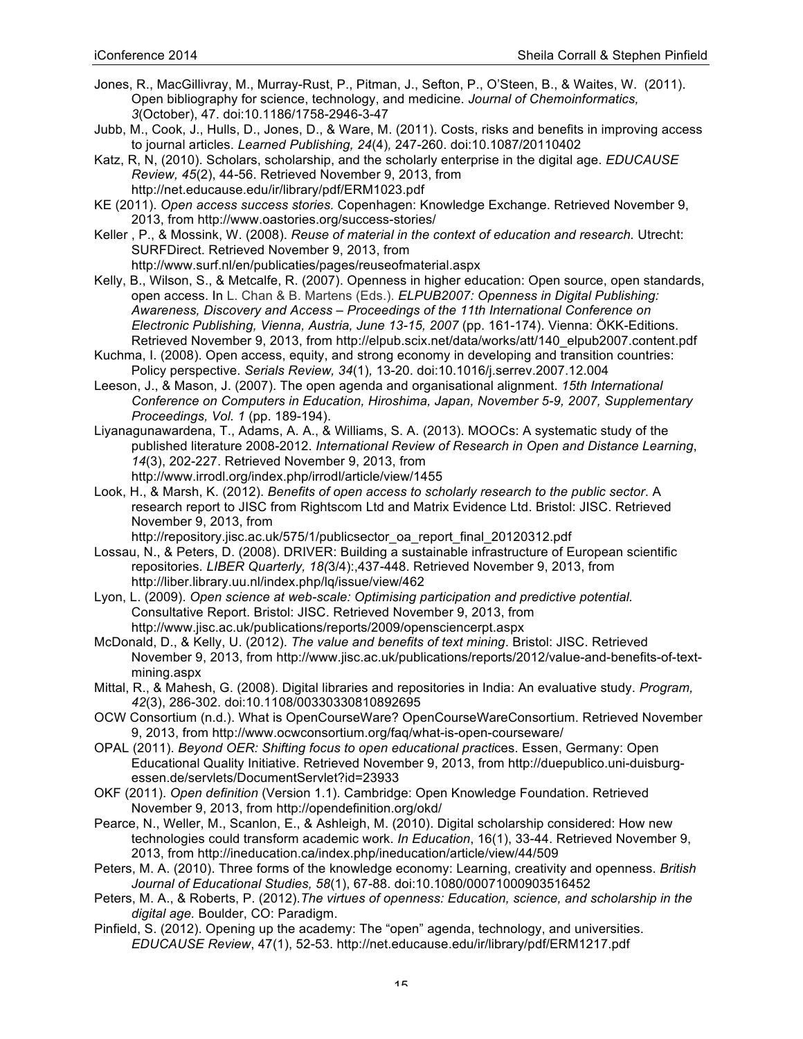Jones, R., MacGillivray, M., Murray-Rust, P., Pitman, J., Sefton, P., O'Steen, B., & Waites, W. (2011). Open bibliography for science, technology, and medicine. *Journal of Chemoinformatics, 3*(October), 47. doi:10.1186/1758-2946-3-47

Jubb, M., Cook, J., Hulls, D., Jones, D., & Ware, M. (2011). Costs, risks and benefits in improving access to journal articles. *Learned Publishing, 24*(4)*,* 247-260. doi:10.1087/20110402

Katz, R, N, (2010). Scholars, scholarship, and the scholarly enterprise in the digital age. *EDUCAUSE Review, 45*(2), 44-56. Retrieved November 9, 2013, from http://net.educause.edu/ir/library/pdf/ERM1023.pdf

KE (2011). *Open access success stories.* Copenhagen: Knowledge Exchange. Retrieved November 9, 2013, from http://www.oastories.org/success-stories/

Keller , P., & Mossink, W. (2008). *Reuse of material in the context of education and research.* Utrecht: SURFDirect. Retrieved November 9, 2013, from http://www.surf.nl/en/publicaties/pages/reuseofmaterial.aspx

Kelly, B., Wilson, S., & Metcalfe, R. (2007). Openness in higher education: Open source, open standards, open access. In L. Chan & B. Martens (Eds.). *ELPUB2007: Openness in Digital Publishing: Awareness, Discovery and Access – Proceedings of the 11th International Conference on Electronic Publishing, Vienna, Austria, June 13-15, 2007* (pp. 161-174). Vienna: ÖKK-Editions. Retrieved November 9, 2013, from http://elpub.scix.net/data/works/att/140_elpub2007.content.pdf

Kuchma, I. (2008). Open access, equity, and strong economy in developing and transition countries: Policy perspective. *Serials Review, 34*(1)*,* 13-20. doi:10.1016/j.serrev.2007.12.004

Leeson, J., & Mason, J. (2007). The open agenda and organisational alignment. *15th International Conference on Computers in Education, Hiroshima, Japan, November 5-9, 2007, Supplementary Proceedings, Vol. 1* (pp. 189-194).

Liyanagunawardena, T., Adams, A. A., & Williams, S. A. (2013). MOOCs: A systematic study of the published literature 2008-2012. *International Review of Research in Open and Distance Learning*, *14*(3), 202-227. Retrieved November 9, 2013, from http://www.irrodl.org/index.php/irrodl/article/view/1455

Look, H., & Marsh, K. (2012). *Benefits of open access to scholarly research to the public sector*. A research report to JISC from Rightscom Ltd and Matrix Evidence Ltd. Bristol: JISC. Retrieved November 9, 2013, from http://repository.jisc.ac.uk/575/1/publicsector_oa_report_final_20120312.pdf

Lossau, N., & Peters, D. (2008). DRIVER: Building a sustainable infrastructure of European scientific repositories. *LIBER Quarterly, 18(*3/4):,437-448. Retrieved November 9, 2013, from http://liber.library.uu.nl/index.php/lq/issue/view/462

Lyon, L. (2009). *Open science at web-scale: Optimising participation and predictive potential.* Consultative Report. Bristol: JISC. Retrieved November 9, 2013, from http://www.jisc.ac.uk/publications/reports/2009/opensciencerpt.aspx

McDonald, D., & Kelly, U. (2012). *The value and benefits of text mining*. Bristol: JISC. Retrieved November 9, 2013, from http://www.jisc.ac.uk/publications/reports/2012/value-and-benefits-of-text-mining.aspx

Mittal, R., & Mahesh, G. (2008). Digital libraries and repositories in India: An evaluative study. *Program, 42*(3), 286-302. doi:10.1108/00330330810892695

OCW Consortium (n.d.). What is OpenCourseWare? OpenCourseWareConsortium. Retrieved November 9, 2013, from http://www.ocwconsortium.org/faq/what-is-open-courseware/

OPAL (2011). *Beyond OER: Shifting focus to open educational practic*es. Essen, Germany: Open Educational Quality Initiative. Retrieved November 9, 2013, from http://duepublico.uni-duisburg-essen.de/servlets/DocumentServlet?id=23933

OKF (2011). *Open definition* (Version 1.1). Cambridge: Open Knowledge Foundation. Retrieved November 9, 2013, from http://opendefinition.org/okd/

Pearce, N., Weller, M., Scanlon, E., & Ashleigh, M. (2010). Digital scholarship considered: How new technologies could transform academic work. *In Education*, 16(1), 33-44. Retrieved November 9, 2013, from http://ineducation.ca/index.php/ineducation/article/view/44/509

Peters, M. A. (2010). Three forms of the knowledge economy: Learning, creativity and openness. *British Journal of Educational Studies, 58*(1), 67-88. doi:10.1080/00071000903516452

Peters, M. A., & Roberts, P. (2012).*The virtues of openness: Education, science, and scholarship in the digital age.* Boulder, CO: Paradigm.

Pinfield, S. (2012). Opening up the academy: The "open" agenda, technology, and universities. *EDUCAUSE Review*, 47(1), 52-53. http://net.educause.edu/ir/library/pdf/ERM1217.pdf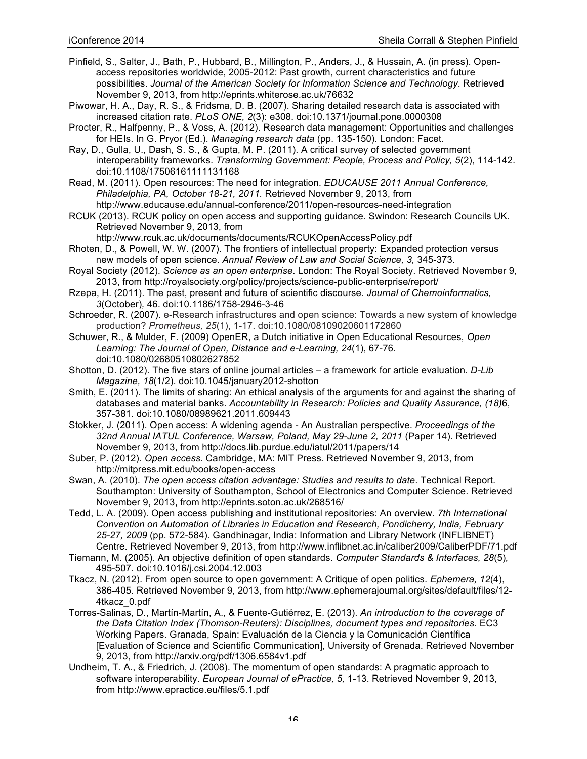Pinfield, S., Salter, J., Bath, P., Hubbard, B., Millington, P., Anders, J., & Hussain, A. (in press). Open-access repositories worldwide, 2005-2012: Past growth, current characteristics and future possibilities. *Journal of the American Society for Information Science and Technology*. Retrieved November 9, 2013, from http://eprints.whiterose.ac.uk/76632

Piwowar, H. A., Day, R. S., & Fridsma, D. B. (2007). Sharing detailed research data is associated with increased citation rate. *PLoS ONE, 2*(3): e308. doi:10.1371/journal.pone.0000308

Procter, R., Halfpenny, P., & Voss, A. (2012). Research data management: Opportunities and challenges for HEIs. In G. Pryor (Ed.). *Managing research data* (pp. 135-150). London: Facet.

Ray, D., Gulla, U., Dash, S. S., & Gupta, M. P. (2011). A critical survey of selected government interoperability frameworks. *Transforming Government: People, Process and Policy, 5*(2), 114-142. doi:10.1108/17506161111131168

Read, M. (2011). Open resources: The need for integration. *EDUCAUSE 2011 Annual Conference, Philadelphia, PA, October 18-21, 2011.* Retrieved November 9, 2013, from http://www.educause.edu/annual-conference/2011/open-resources-need-integration

RCUK (2013). RCUK policy on open access and supporting guidance. Swindon: Research Councils UK. Retrieved November 9, 2013, from http://www.rcuk.ac.uk/documents/documents/RCUKOpenAccessPolicy.pdf

Rhoten, D., & Powell, W. W. (2007). The frontiers of intellectual property: Expanded protection versus new models of open science. *Annual Review of Law and Social Science, 3,* 345-373.

Royal Society (2012). *Science as an open enterprise*. London: The Royal Society. Retrieved November 9, 2013, from http://royalsociety.org/policy/projects/science-public-enterprise/report/

Rzepa, H. (2011). The past, present and future of scientific discourse. *Journal of Chemoinformatics, 3*(October)*,* 46. doi:10.1186/1758-2946-3-46

Schroeder, R. (2007). e-Research infrastructures and open science: Towards a new system of knowledge production? *Prometheus, 25*(1), 1-17. doi:10.1080/08109020601172860

Schuwer, R., & Mulder, F. (2009) OpenER, a Dutch initiative in Open Educational Resources, *Open Learning: The Journal of Open, Distance and e-Learning, 24*(1), 67-76. doi:10.1080/02680510802627852

Shotton, D. (2012). The five stars of online journal articles – a framework for article evaluation. *D-Lib Magazine, 18*(1/2). doi:10.1045/january2012-shotton

Smith, E. (2011). The limits of sharing: An ethical analysis of the arguments for and against the sharing of databases and material banks. *Accountability in Research: Policies and Quality Assurance, (18)*6, 357-381. doi:10.1080/08989621.2011.609443

Stokker, J. (2011). Open access: A widening agenda - An Australian perspective. *Proceedings of the 32nd Annual IATUL Conference, Warsaw, Poland, May 29-June 2, 2011* (Paper 14). Retrieved November 9, 2013, from http://docs.lib.purdue.edu/iatul/2011/papers/14

Suber, P. (2012). *Open access*. Cambridge, MA: MIT Press. Retrieved November 9, 2013, from http://mitpress.mit.edu/books/open-access

Swan, A. (2010). *The open access citation advantage: Studies and results to date*. Technical Report. Southampton: University of Southampton, School of Electronics and Computer Science. Retrieved November 9, 2013, from http://eprints.soton.ac.uk/268516/

Tedd, L. A. (2009). Open access publishing and institutional repositories: An overview. *7th International Convention on Automation of Libraries in Education and Research, Pondicherry, India, February 25-27, 2009* (pp. 572-584). Gandhinagar, India: Information and Library Network (INFLIBNET) Centre. Retrieved November 9, 2013, from http://www.inflibnet.ac.in/caliber2009/CaliberPDF/71.pdf

Tiemann, M. (2005). An objective definition of open standards. *Computer Standards & Interfaces, 28*(5)*,* 495-507. doi:10.1016/j.csi.2004.12.003

Tkacz, N. (2012). From open source to open government: A Critique of open politics. *Ephemera, 12*(4), 386-405. Retrieved November 9, 2013, from http://www.ephemerajournal.org/sites/default/files/12-4tkacz_0.pdf

Torres-Salinas, D., Martín-Martín, A., & Fuente-Gutiérrez, E. (2013). *An introduction to the coverage of the Data Citation Index (Thomson-Reuters): Disciplines, document types and repositories.* EC3 Working Papers. Granada, Spain: Evaluación de la Ciencia y la Comunicación Científica [Evaluation of Science and Scientific Communication], University of Grenada. Retrieved November 9, 2013, from http://arxiv.org/pdf/1306.6584v1.pdf

Undheim, T. A., & Friedrich, J. (2008). The momentum of open standards: A pragmatic approach to software interoperability. *European Journal of ePractice, 5,* 1-13. Retrieved November 9, 2013, from http://www.epractice.eu/files/5.1.pdf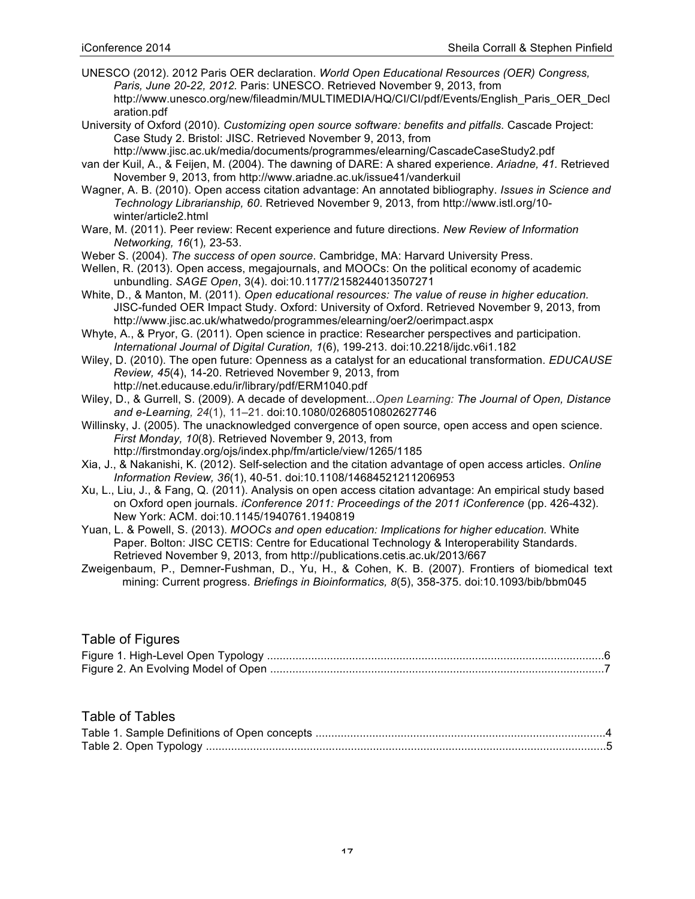UNESCO (2012). 2012 Paris OER declaration. *World Open Educational Resources (OER) Congress, Paris, June 20-22, 2012.* Paris: UNESCO. Retrieved November 9, 2013, from http://www.unesco.org/new/fileadmin/MULTIMEDIA/HQ/CI/CI/pdf/Events/English_Paris_OER_Declaration.pdf

University of Oxford (2010). *Customizing open source software: benefits and pitfalls*. Cascade Project: Case Study 2. Bristol: JISC. Retrieved November 9, 2013, from http://www.jisc.ac.uk/media/documents/programmes/elearning/CascadeCaseStudy2.pdf

van der Kuil, A., & Feijen, M. (2004). The dawning of DARE: A shared experience. *Ariadne, 41.* Retrieved November 9, 2013, from http://www.ariadne.ac.uk/issue41/vanderkuil

Wagner, A. B. (2010). Open access citation advantage: An annotated bibliography. *Issues in Science and Technology Librarianship, 60*. Retrieved November 9, 2013, from http://www.istl.org/10-winter/article2.html

Ware, M. (2011). Peer review: Recent experience and future directions. *New Review of Information Networking, 16*(1)*,* 23-53.

Weber S. (2004). *The success of open source*. Cambridge, MA: Harvard University Press.

Wellen, R. (2013). Open access, megajournals, and MOOCs: On the political economy of academic unbundling. *SAGE Open*, 3(4). doi:10.1177/2158244013507271

White, D., & Manton, M. (2011). *Open educational resources: The value of reuse in higher education.* JISC-funded OER Impact Study. Oxford: University of Oxford. Retrieved November 9, 2013, from http://www.jisc.ac.uk/whatwedo/programmes/elearning/oer2/oerimpact.aspx

Whyte, A., & Pryor, G. (2011). Open science in practice: Researcher perspectives and participation. *International Journal of Digital Curation, 1*(6), 199-213. doi:10.2218/ijdc.v6i1.182

Wiley, D. (2010). The open future: Openness as a catalyst for an educational transformation. *EDUCAUSE Review, 45*(4), 14-20. Retrieved November 9, 2013, from http://net.educause.edu/ir/library/pdf/ERM1040.pdf

Wiley, D., & Gurrell, S. (2009). A decade of development...*Open Learning: The Journal of Open, Distance and e-Learning, 24*(1), 11–21. doi:10.1080/02680510802627746

Willinsky, J. (2005). The unacknowledged convergence of open source, open access and open science. *First Monday, 10*(8). Retrieved November 9, 2013, from http://firstmonday.org/ojs/index.php/fm/article/view/1265/1185

Xia, J., & Nakanishi, K. (2012). Self-selection and the citation advantage of open access articles. *Online Information Review, 36*(1), 40-51. doi:10.1108/14684521211206953

Xu, L., Liu, J., & Fang, Q. (2011). Analysis on open access citation advantage: An empirical study based on Oxford open journals. *iConference 2011: Proceedings of the 2011 iConference* (pp. 426-432). New York: ACM. doi:10.1145/1940761.1940819

Yuan, L. & Powell, S. (2013). *MOOCs and open education: Implications for higher education.* White Paper. Bolton: JISC CETIS: Centre for Educational Technology & Interoperability Standards. Retrieved November 9, 2013, from http://publications.cetis.ac.uk/2013/667

Zweigenbaum, P., Demner-Fushman, D., Yu, H., & Cohen, K. B. (2007). Frontiers of biomedical text mining: Current progress. *Briefings in Bioinformatics, 8*(5), 358-375. doi:10.1093/bib/bbm045

## Table of Figures

Figure 1. High-Level Open Typology ....................................................................................................6
Figure 2. An Evolving Model of Open ..................................................................................................7

## Table of Tables

Table 1. Sample Definitions of Open concepts ....................................................................................4
Table 2. Open Typology ......................................................................................................................5